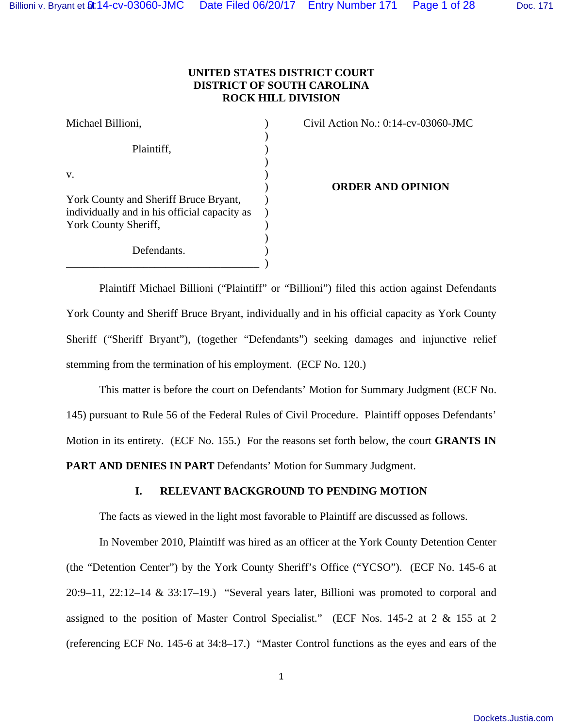**UNITED STATES DISTRICT COURT**
**DISTRICT OF SOUTH CAROLINA**
**ROCK HILL DIVISION**

| | |
|---|---|
| Michael Billioni,<br><br>Plaintiff,<br><br>v.<br><br>York County and Sheriff Bruce Bryant, individually and in his official capacity as York County Sheriff,<br><br>Defendants. | Civil Action No.: 0:14-cv-03060-JMC<br><br><br><br>**ORDER AND OPINION** |

Plaintiff Michael Billioni ("Plaintiff" or "Billioni") filed this action against Defendants York County and Sheriff Bruce Bryant, individually and in his official capacity as York County Sheriff ("Sheriff Bryant"), (together "Defendants") seeking damages and injunctive relief stemming from the termination of his employment. (ECF No. 120.)

This matter is before the court on Defendants' Motion for Summary Judgment (ECF No. 145) pursuant to Rule 56 of the Federal Rules of Civil Procedure. Plaintiff opposes Defendants' Motion in its entirety. (ECF No. 155.) For the reasons set forth below, the court **GRANTS IN PART AND DENIES IN PART** Defendants' Motion for Summary Judgment.

## I. RELEVANT BACKGROUND TO PENDING MOTION

The facts as viewed in the light most favorable to Plaintiff are discussed as follows.

In November 2010, Plaintiff was hired as an officer at the York County Detention Center (the "Detention Center") by the York County Sheriff's Office ("YCSO"). (ECF No. 145-6 at 20:9–11, 22:12–14 & 33:17–19.) "Several years later, Billioni was promoted to corporal and assigned to the position of Master Control Specialist." (ECF Nos. 145-2 at 2 & 155 at 2 (referencing ECF No. 145-6 at 34:8–17.) "Master Control functions as the eyes and ears of the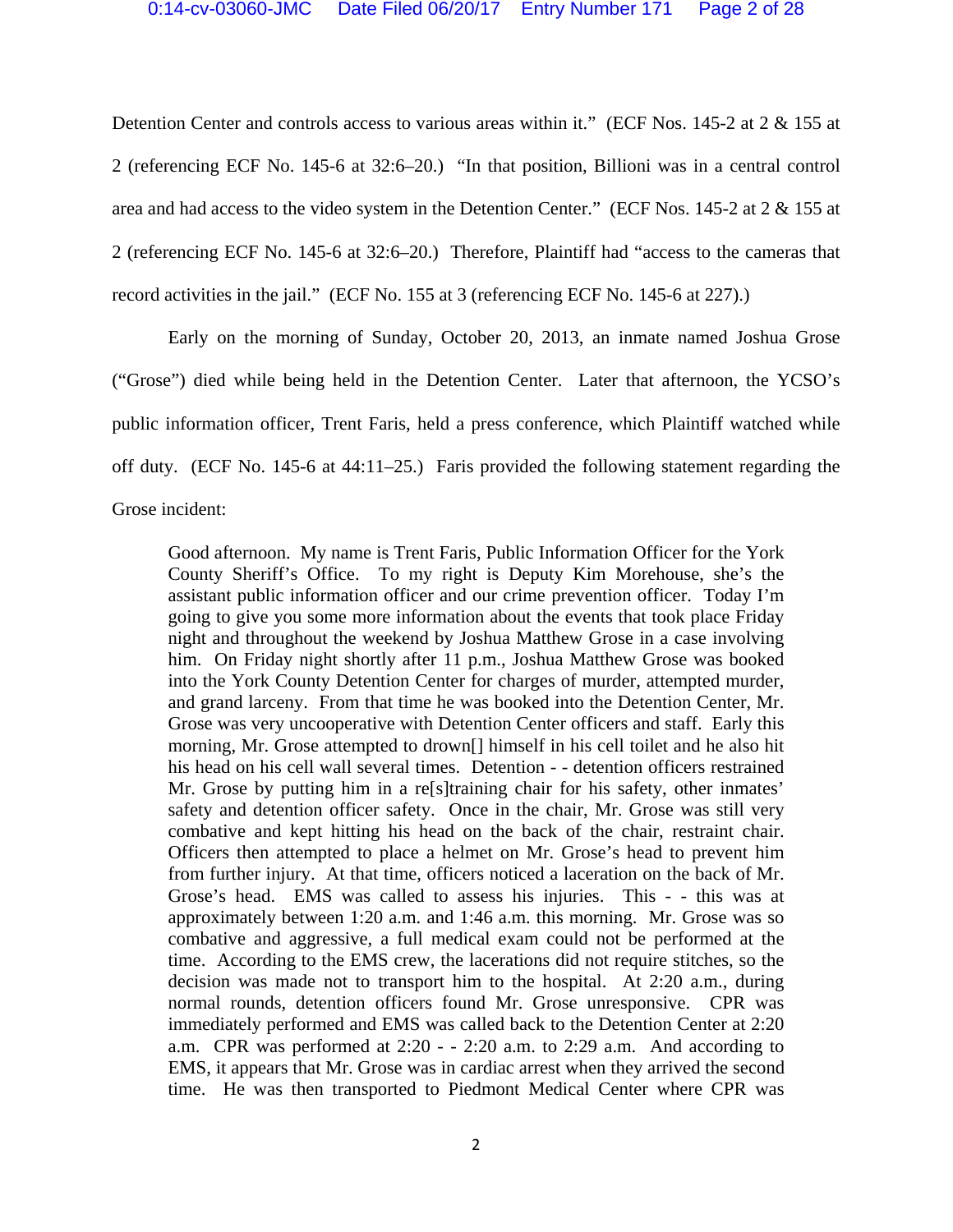Detention Center and controls access to various areas within it." (ECF Nos. 145-2 at 2 & 155 at 2 (referencing ECF No. 145-6 at 32:6–20.) "In that position, Billioni was in a central control area and had access to the video system in the Detention Center." (ECF Nos. 145-2 at 2 & 155 at 2 (referencing ECF No. 145-6 at 32:6–20.) Therefore, Plaintiff had "access to the cameras that record activities in the jail." (ECF No. 155 at 3 (referencing ECF No. 145-6 at 227).)

Early on the morning of Sunday, October 20, 2013, an inmate named Joshua Grose ("Grose") died while being held in the Detention Center. Later that afternoon, the YCSO's public information officer, Trent Faris, held a press conference, which Plaintiff watched while off duty. (ECF No. 145-6 at 44:11–25.) Faris provided the following statement regarding the Grose incident:

> Good afternoon. My name is Trent Faris, Public Information Officer for the York County Sheriff's Office. To my right is Deputy Kim Morehouse, she's the assistant public information officer and our crime prevention officer. Today I'm going to give you some more information about the events that took place Friday night and throughout the weekend by Joshua Matthew Grose in a case involving him. On Friday night shortly after 11 p.m., Joshua Matthew Grose was booked into the York County Detention Center for charges of murder, attempted murder, and grand larceny. From that time he was booked into the Detention Center, Mr. Grose was very uncooperative with Detention Center officers and staff. Early this morning, Mr. Grose attempted to drown[] himself in his cell toilet and he also hit his head on his cell wall several times. Detention - - detention officers restrained Mr. Grose by putting him in a re[s]training chair for his safety, other inmates' safety and detention officer safety. Once in the chair, Mr. Grose was still very combative and kept hitting his head on the back of the chair, restraint chair. Officers then attempted to place a helmet on Mr. Grose's head to prevent him from further injury. At that time, officers noticed a laceration on the back of Mr. Grose's head. EMS was called to assess his injuries. This - - this was at approximately between 1:20 a.m. and 1:46 a.m. this morning. Mr. Grose was so combative and aggressive, a full medical exam could not be performed at the time. According to the EMS crew, the lacerations did not require stitches, so the decision was made not to transport him to the hospital. At 2:20 a.m., during normal rounds, detention officers found Mr. Grose unresponsive. CPR was immediately performed and EMS was called back to the Detention Center at 2:20 a.m. CPR was performed at 2:20 - - 2:20 a.m. to 2:29 a.m. And according to EMS, it appears that Mr. Grose was in cardiac arrest when they arrived the second time. He was then transported to Piedmont Medical Center where CPR was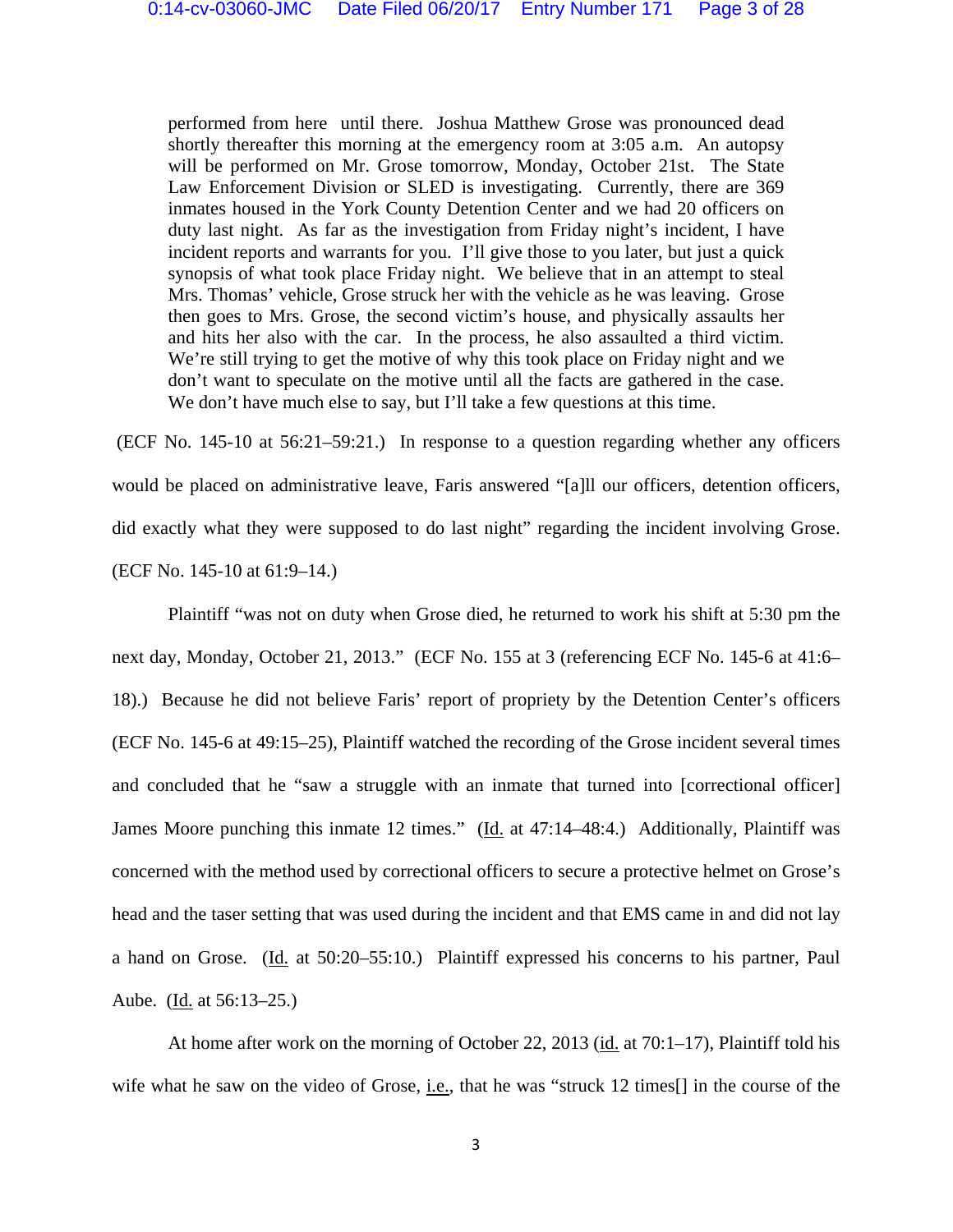> performed from here until there. Joshua Matthew Grose was pronounced dead shortly thereafter this morning at the emergency room at 3:05 a.m. An autopsy will be performed on Mr. Grose tomorrow, Monday, October 21st. The State Law Enforcement Division or SLED is investigating. Currently, there are 369 inmates housed in the York County Detention Center and we had 20 officers on duty last night. As far as the investigation from Friday night's incident, I have incident reports and warrants for you. I'll give those to you later, but just a quick synopsis of what took place Friday night. We believe that in an attempt to steal Mrs. Thomas' vehicle, Grose struck her with the vehicle as he was leaving. Grose then goes to Mrs. Grose, the second victim's house, and physically assaults her and hits her also with the car. In the process, he also assaulted a third victim. We're still trying to get the motive of why this took place on Friday night and we don't want to speculate on the motive until all the facts are gathered in the case. We don't have much else to say, but I'll take a few questions at this time.

(ECF No. 145-10 at 56:21–59:21.) In response to a question regarding whether any officers would be placed on administrative leave, Faris answered "[a]ll our officers, detention officers, did exactly what they were supposed to do last night" regarding the incident involving Grose. (ECF No. 145-10 at 61:9–14.)

Plaintiff "was not on duty when Grose died, he returned to work his shift at 5:30 pm the next day, Monday, October 21, 2013." (ECF No. 155 at 3 (referencing ECF No. 145-6 at 41:6–18).) Because he did not believe Faris' report of propriety by the Detention Center's officers (ECF No. 145-6 at 49:15–25), Plaintiff watched the recording of the Grose incident several times and concluded that he "saw a struggle with an inmate that turned into [correctional officer] James Moore punching this inmate 12 times." (Id. at 47:14–48:4.) Additionally, Plaintiff was concerned with the method used by correctional officers to secure a protective helmet on Grose's head and the taser setting that was used during the incident and that EMS came in and did not lay a hand on Grose. (Id. at 50:20–55:10.) Plaintiff expressed his concerns to his partner, Paul Aube. (Id. at 56:13–25.)

At home after work on the morning of October 22, 2013 (id. at 70:1–17), Plaintiff told his wife what he saw on the video of Grose, i.e., that he was "struck 12 times[] in the course of the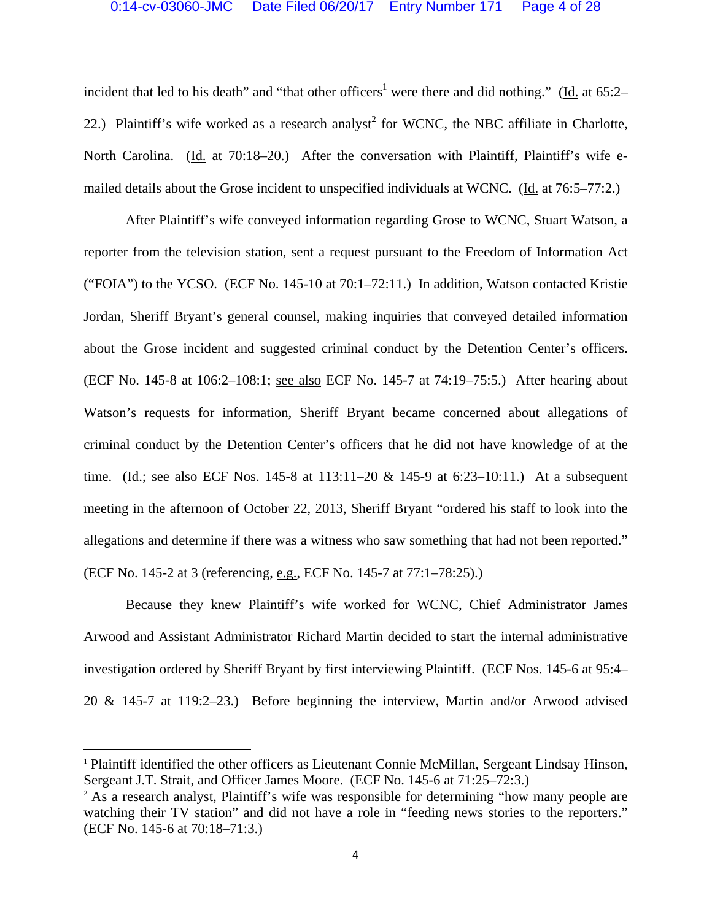incident that led to his death" and "that other officers[1] were there and did nothing." (Id. at 65:2–22.) Plaintiff's wife worked as a research analyst[2] for WCNC, the NBC affiliate in Charlotte, North Carolina. (Id. at 70:18–20.) After the conversation with Plaintiff, Plaintiff's wife e-mailed details about the Grose incident to unspecified individuals at WCNC. (Id. at 76:5–77:2.)

After Plaintiff's wife conveyed information regarding Grose to WCNC, Stuart Watson, a reporter from the television station, sent a request pursuant to the Freedom of Information Act ("FOIA") to the YCSO. (ECF No. 145-10 at 70:1–72:11.) In addition, Watson contacted Kristie Jordan, Sheriff Bryant's general counsel, making inquiries that conveyed detailed information about the Grose incident and suggested criminal conduct by the Detention Center's officers. (ECF No. 145-8 at 106:2–108:1; see also ECF No. 145-7 at 74:19–75:5.) After hearing about Watson's requests for information, Sheriff Bryant became concerned about allegations of criminal conduct by the Detention Center's officers that he did not have knowledge of at the time. (Id.; see also ECF Nos. 145-8 at 113:11–20 & 145-9 at 6:23–10:11.) At a subsequent meeting in the afternoon of October 22, 2013, Sheriff Bryant "ordered his staff to look into the allegations and determine if there was a witness who saw something that had not been reported." (ECF No. 145-2 at 3 (referencing, e.g., ECF No. 145-7 at 77:1–78:25).)

Because they knew Plaintiff's wife worked for WCNC, Chief Administrator James Arwood and Assistant Administrator Richard Martin decided to start the internal administrative investigation ordered by Sheriff Bryant by first interviewing Plaintiff. (ECF Nos. 145-6 at 95:4–20 & 145-7 at 119:2–23.) Before beginning the interview, Martin and/or Arwood advised

---

[1] Plaintiff identified the other officers as Lieutenant Connie McMillan, Sergeant Lindsay Hinson, Sergeant J.T. Strait, and Officer James Moore. (ECF No. 145-6 at 71:25–72:3.)

[2] As a research analyst, Plaintiff's wife was responsible for determining "how many people are watching their TV station" and did not have a role in "feeding news stories to the reporters." (ECF No. 145-6 at 70:18–71:3.)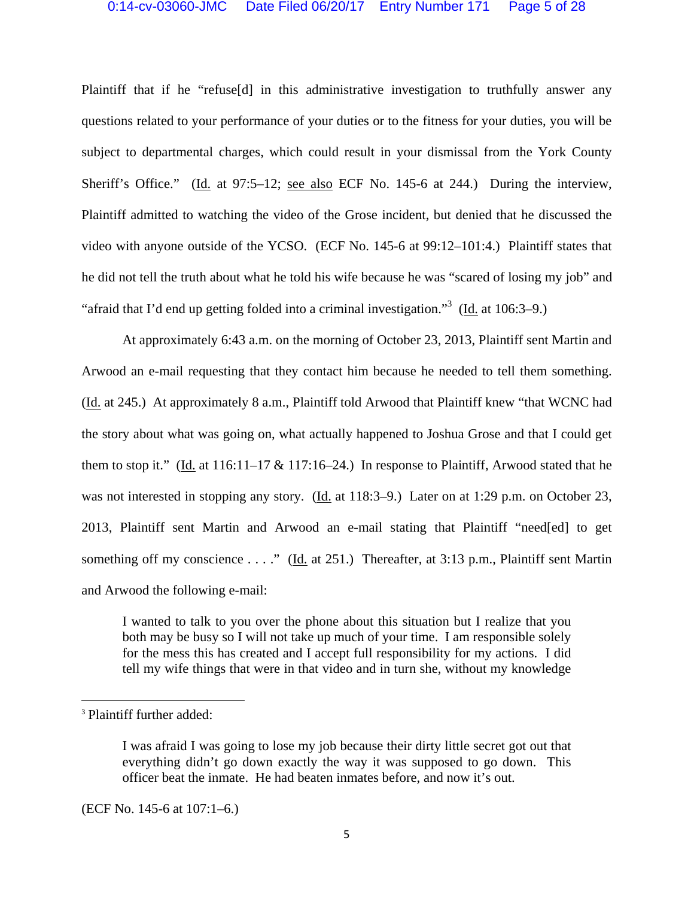Plaintiff that if he "refuse[d] in this administrative investigation to truthfully answer any questions related to your performance of your duties or to the fitness for your duties, you will be subject to departmental charges, which could result in your dismissal from the York County Sheriff's Office." (Id. at 97:5–12; see also ECF No. 145-6 at 244.) During the interview, Plaintiff admitted to watching the video of the Grose incident, but denied that he discussed the video with anyone outside of the YCSO. (ECF No. 145-6 at 99:12–101:4.) Plaintiff states that he did not tell the truth about what he told his wife because he was "scared of losing my job" and "afraid that I'd end up getting folded into a criminal investigation."[3] (Id. at 106:3–9.)

At approximately 6:43 a.m. on the morning of October 23, 2013, Plaintiff sent Martin and Arwood an e-mail requesting that they contact him because he needed to tell them something. (Id. at 245.) At approximately 8 a.m., Plaintiff told Arwood that Plaintiff knew "that WCNC had the story about what was going on, what actually happened to Joshua Grose and that I could get them to stop it." (Id. at 116:11–17 & 117:16–24.) In response to Plaintiff, Arwood stated that he was not interested in stopping any story. (Id. at 118:3–9.) Later on at 1:29 p.m. on October 23, 2013, Plaintiff sent Martin and Arwood an e-mail stating that Plaintiff "need[ed] to get something off my conscience . . . ." (Id. at 251.) Thereafter, at 3:13 p.m., Plaintiff sent Martin and Arwood the following e-mail:

> I wanted to talk to you over the phone about this situation but I realize that you both may be busy so I will not take up much of your time. I am responsible solely for the mess this has created and I accept full responsibility for my actions. I did tell my wife things that were in that video and in turn she, without my knowledge

---

[3] Plaintiff further added:

> I was afraid I was going to lose my job because their dirty little secret got out that everything didn't go down exactly the way it was supposed to go down. This officer beat the inmate. He had beaten inmates before, and now it's out.

(ECF No. 145-6 at 107:1–6.)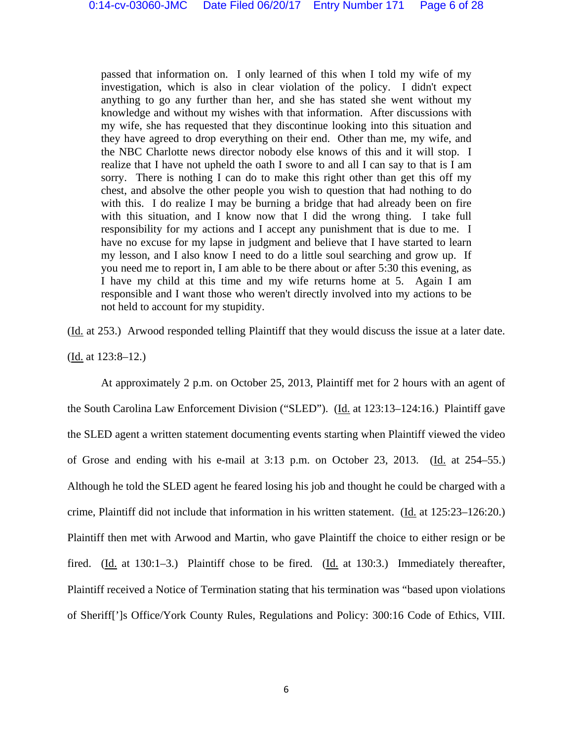> passed that information on. I only learned of this when I told my wife of my investigation, which is also in clear violation of the policy. I didn't expect anything to go any further than her, and she has stated she went without my knowledge and without my wishes with that information. After discussions with my wife, she has requested that they discontinue looking into this situation and they have agreed to drop everything on their end. Other than me, my wife, and the NBC Charlotte news director nobody else knows of this and it will stop. I realize that I have not upheld the oath I swore to and all I can say to that is I am sorry. There is nothing I can do to make this right other than get this off my chest, and absolve the other people you wish to question that had nothing to do with this. I do realize I may be burning a bridge that had already been on fire with this situation, and I know now that I did the wrong thing. I take full responsibility for my actions and I accept any punishment that is due to me. I have no excuse for my lapse in judgment and believe that I have started to learn my lesson, and I also know I need to do a little soul searching and grow up. If you need me to report in, I am able to be there about or after 5:30 this evening, as I have my child at this time and my wife returns home at 5. Again I am responsible and I want those who weren't directly involved into my actions to be not held to account for my stupidity.

(Id. at 253.) Arwood responded telling Plaintiff that they would discuss the issue at a later date. (Id. at 123:8–12.)

At approximately 2 p.m. on October 25, 2013, Plaintiff met for 2 hours with an agent of the South Carolina Law Enforcement Division ("SLED"). (Id. at 123:13–124:16.) Plaintiff gave the SLED agent a written statement documenting events starting when Plaintiff viewed the video of Grose and ending with his e-mail at 3:13 p.m. on October 23, 2013. (Id. at 254–55.) Although he told the SLED agent he feared losing his job and thought he could be charged with a crime, Plaintiff did not include that information in his written statement. (Id. at 125:23–126:20.) Plaintiff then met with Arwood and Martin, who gave Plaintiff the choice to either resign or be fired. (Id. at 130:1–3.) Plaintiff chose to be fired. (Id. at 130:3.) Immediately thereafter, Plaintiff received a Notice of Termination stating that his termination was "based upon violations of Sheriff[']s Office/York County Rules, Regulations and Policy: 300:16 Code of Ethics, VIII.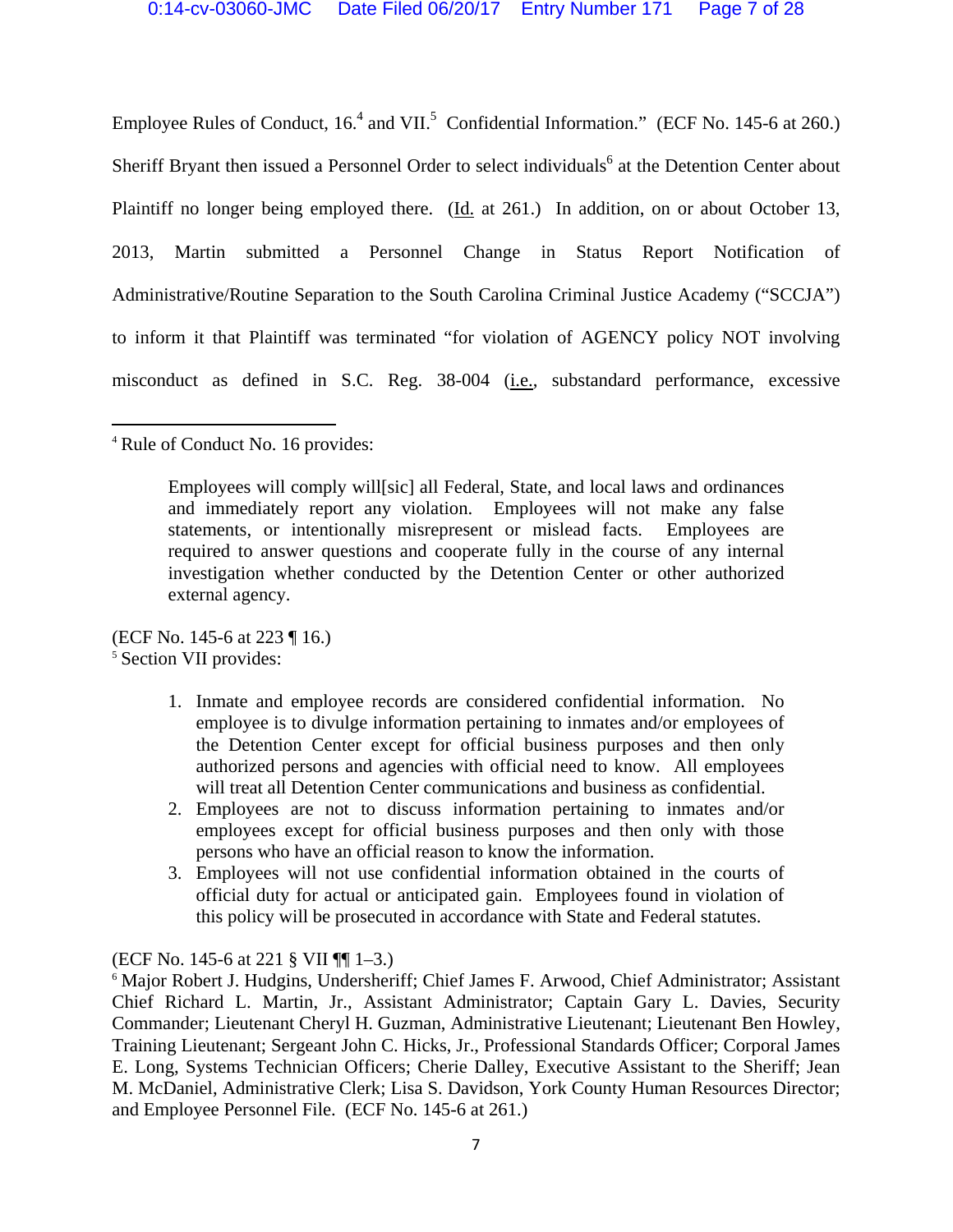Employee Rules of Conduct, 16.[4] and VII.[5] Confidential Information." (ECF No. 145-6 at 260.) Sheriff Bryant then issued a Personnel Order to select individuals[6] at the Detention Center about Plaintiff no longer being employed there. (Id. at 261.) In addition, on or about October 13, 2013, Martin submitted a Personnel Change in Status Report Notification of Administrative/Routine Separation to the South Carolina Criminal Justice Academy ("SCCJA") to inform it that Plaintiff was terminated "for violation of AGENCY policy NOT involving misconduct as defined in S.C. Reg. 38-004 (i.e., substandard performance, excessive

---

[4] Rule of Conduct No. 16 provides:

> Employees will comply will[sic] all Federal, State, and local laws and ordinances and immediately report any violation. Employees will not make any false statements, or intentionally misrepresent or mislead facts. Employees are required to answer questions and cooperate fully in the course of any internal investigation whether conducted by the Detention Center or other authorized external agency.

(ECF No. 145-6 at 223 ¶ 16.)

[5] Section VII provides:

> 1. Inmate and employee records are considered confidential information. No employee is to divulge information pertaining to inmates and/or employees of the Detention Center except for official business purposes and then only authorized persons and agencies with official need to know. All employees will treat all Detention Center communications and business as confidential.
> 2. Employees are not to discuss information pertaining to inmates and/or employees except for official business purposes and then only with those persons who have an official reason to know the information.
> 3. Employees will not use confidential information obtained in the courts of official duty for actual or anticipated gain. Employees found in violation of this policy will be prosecuted in accordance with State and Federal statutes.

(ECF No. 145-6 at 221 § VII ¶¶ 1–3.)

[6] Major Robert J. Hudgins, Undersheriff; Chief James F. Arwood, Chief Administrator; Assistant Chief Richard L. Martin, Jr., Assistant Administrator; Captain Gary L. Davies, Security Commander; Lieutenant Cheryl H. Guzman, Administrative Lieutenant; Lieutenant Ben Howley, Training Lieutenant; Sergeant John C. Hicks, Jr., Professional Standards Officer; Corporal James E. Long, Systems Technician Officers; Cherie Dalley, Executive Assistant to the Sheriff; Jean M. McDaniel, Administrative Clerk; Lisa S. Davidson, York County Human Resources Director; and Employee Personnel File. (ECF No. 145-6 at 261.)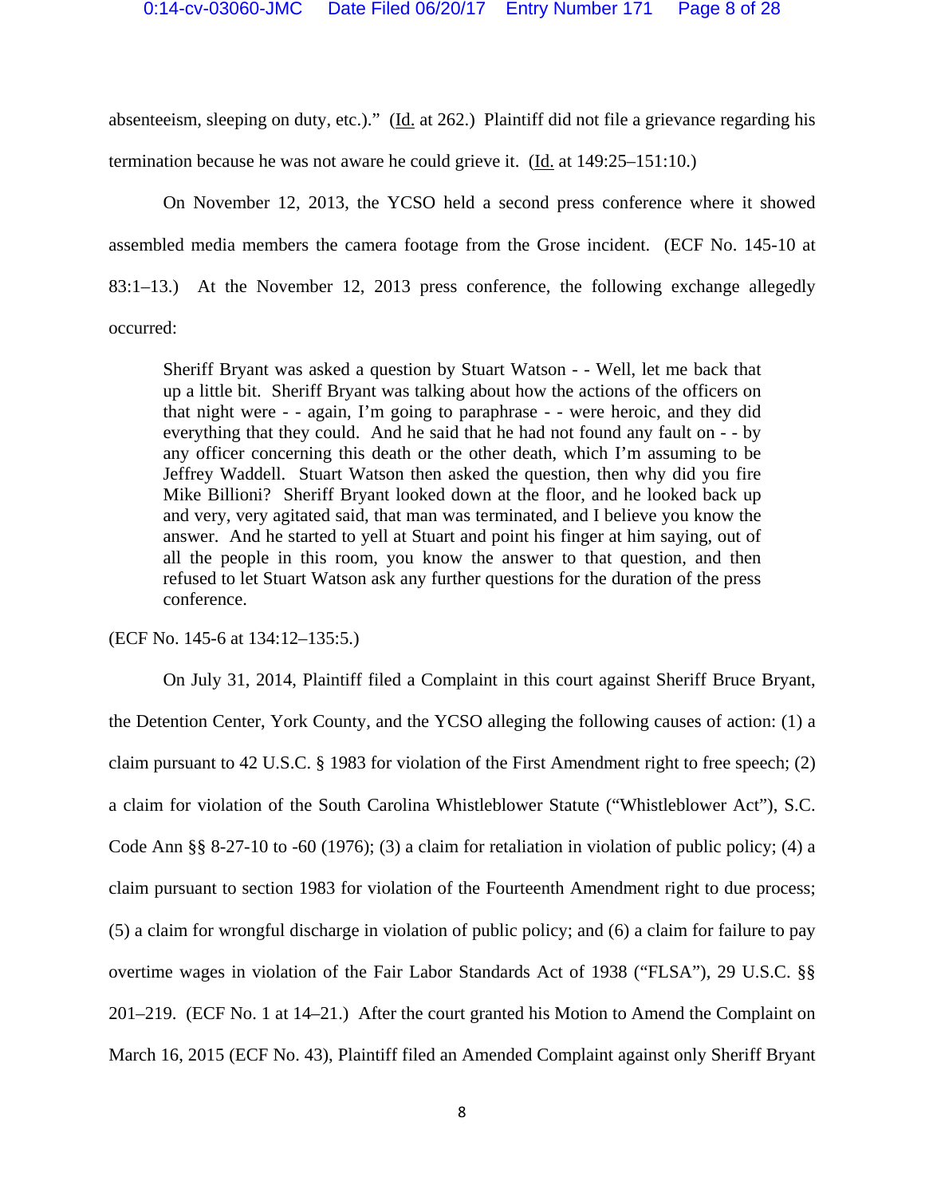absenteeism, sleeping on duty, etc.)." (Id. at 262.) Plaintiff did not file a grievance regarding his termination because he was not aware he could grieve it. (Id. at 149:25–151:10.)

On November 12, 2013, the YCSO held a second press conference where it showed assembled media members the camera footage from the Grose incident. (ECF No. 145-10 at 83:1–13.) At the November 12, 2013 press conference, the following exchange allegedly occurred:

> Sheriff Bryant was asked a question by Stuart Watson - - Well, let me back that up a little bit. Sheriff Bryant was talking about how the actions of the officers on that night were - - again, I'm going to paraphrase - - were heroic, and they did everything that they could. And he said that he had not found any fault on - - by any officer concerning this death or the other death, which I'm assuming to be Jeffrey Waddell. Stuart Watson then asked the question, then why did you fire Mike Billioni? Sheriff Bryant looked down at the floor, and he looked back up and very, very agitated said, that man was terminated, and I believe you know the answer. And he started to yell at Stuart and point his finger at him saying, out of all the people in this room, you know the answer to that question, and then refused to let Stuart Watson ask any further questions for the duration of the press conference.

(ECF No. 145-6 at 134:12–135:5.)

On July 31, 2014, Plaintiff filed a Complaint in this court against Sheriff Bruce Bryant, the Detention Center, York County, and the YCSO alleging the following causes of action: (1) a claim pursuant to 42 U.S.C. § 1983 for violation of the First Amendment right to free speech; (2) a claim for violation of the South Carolina Whistleblower Statute ("Whistleblower Act"), S.C. Code Ann §§ 8-27-10 to -60 (1976); (3) a claim for retaliation in violation of public policy; (4) a claim pursuant to section 1983 for violation of the Fourteenth Amendment right to due process; (5) a claim for wrongful discharge in violation of public policy; and (6) a claim for failure to pay overtime wages in violation of the Fair Labor Standards Act of 1938 ("FLSA"), 29 U.S.C. §§ 201–219. (ECF No. 1 at 14–21.) After the court granted his Motion to Amend the Complaint on March 16, 2015 (ECF No. 43), Plaintiff filed an Amended Complaint against only Sheriff Bryant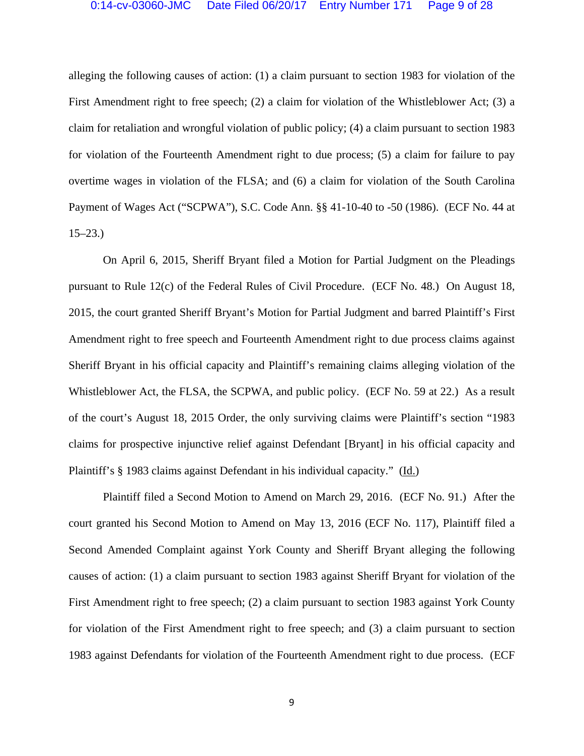alleging the following causes of action: (1) a claim pursuant to section 1983 for violation of the First Amendment right to free speech; (2) a claim for violation of the Whistleblower Act; (3) a claim for retaliation and wrongful violation of public policy; (4) a claim pursuant to section 1983 for violation of the Fourteenth Amendment right to due process; (5) a claim for failure to pay overtime wages in violation of the FLSA; and (6) a claim for violation of the South Carolina Payment of Wages Act ("SCPWA"), S.C. Code Ann. §§ 41-10-40 to -50 (1986). (ECF No. 44 at 15–23.)

On April 6, 2015, Sheriff Bryant filed a Motion for Partial Judgment on the Pleadings pursuant to Rule 12(c) of the Federal Rules of Civil Procedure. (ECF No. 48.) On August 18, 2015, the court granted Sheriff Bryant's Motion for Partial Judgment and barred Plaintiff's First Amendment right to free speech and Fourteenth Amendment right to due process claims against Sheriff Bryant in his official capacity and Plaintiff's remaining claims alleging violation of the Whistleblower Act, the FLSA, the SCPWA, and public policy. (ECF No. 59 at 22.) As a result of the court's August 18, 2015 Order, the only surviving claims were Plaintiff's section "1983 claims for prospective injunctive relief against Defendant [Bryant] in his official capacity and Plaintiff's § 1983 claims against Defendant in his individual capacity." (Id.)

Plaintiff filed a Second Motion to Amend on March 29, 2016. (ECF No. 91.) After the court granted his Second Motion to Amend on May 13, 2016 (ECF No. 117), Plaintiff filed a Second Amended Complaint against York County and Sheriff Bryant alleging the following causes of action: (1) a claim pursuant to section 1983 against Sheriff Bryant for violation of the First Amendment right to free speech; (2) a claim pursuant to section 1983 against York County for violation of the First Amendment right to free speech; and (3) a claim pursuant to section 1983 against Defendants for violation of the Fourteenth Amendment right to due process. (ECF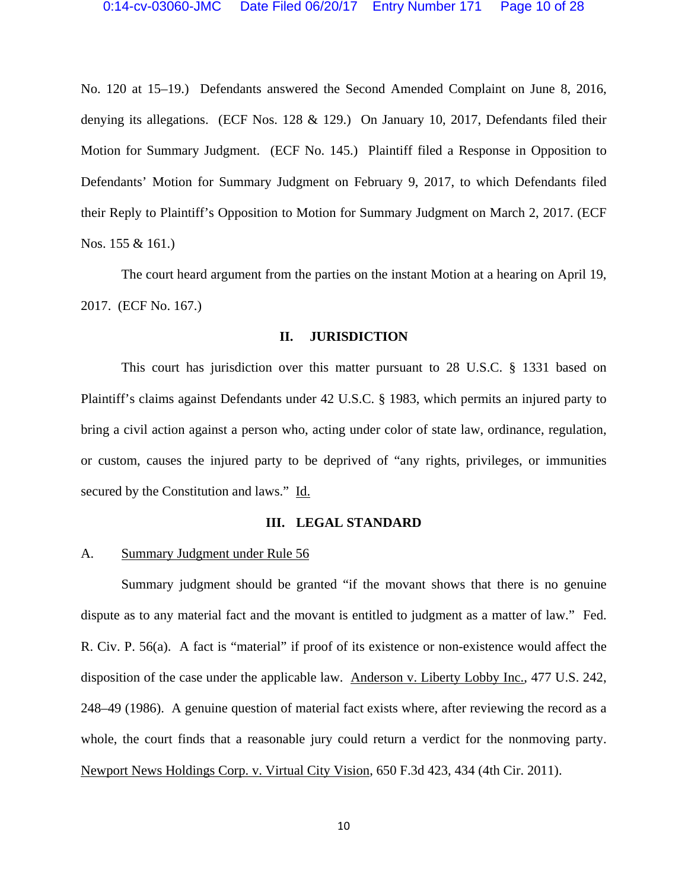No. 120 at 15–19.) Defendants answered the Second Amended Complaint on June 8, 2016, denying its allegations. (ECF Nos. 128 & 129.) On January 10, 2017, Defendants filed their Motion for Summary Judgment. (ECF No. 145.) Plaintiff filed a Response in Opposition to Defendants' Motion for Summary Judgment on February 9, 2017, to which Defendants filed their Reply to Plaintiff's Opposition to Motion for Summary Judgment on March 2, 2017. (ECF Nos. 155 & 161.)

The court heard argument from the parties on the instant Motion at a hearing on April 19, 2017. (ECF No. 167.)

## II. JURISDICTION

This court has jurisdiction over this matter pursuant to 28 U.S.C. § 1331 based on Plaintiff's claims against Defendants under 42 U.S.C. § 1983, which permits an injured party to bring a civil action against a person who, acting under color of state law, ordinance, regulation, or custom, causes the injured party to be deprived of "any rights, privileges, or immunities secured by the Constitution and laws." Id.

## III. LEGAL STANDARD

### A. Summary Judgment under Rule 56

Summary judgment should be granted "if the movant shows that there is no genuine dispute as to any material fact and the movant is entitled to judgment as a matter of law." Fed. R. Civ. P. 56(a). A fact is "material" if proof of its existence or non-existence would affect the disposition of the case under the applicable law. Anderson v. Liberty Lobby Inc., 477 U.S. 242, 248–49 (1986). A genuine question of material fact exists where, after reviewing the record as a whole, the court finds that a reasonable jury could return a verdict for the nonmoving party. Newport News Holdings Corp. v. Virtual City Vision, 650 F.3d 423, 434 (4th Cir. 2011).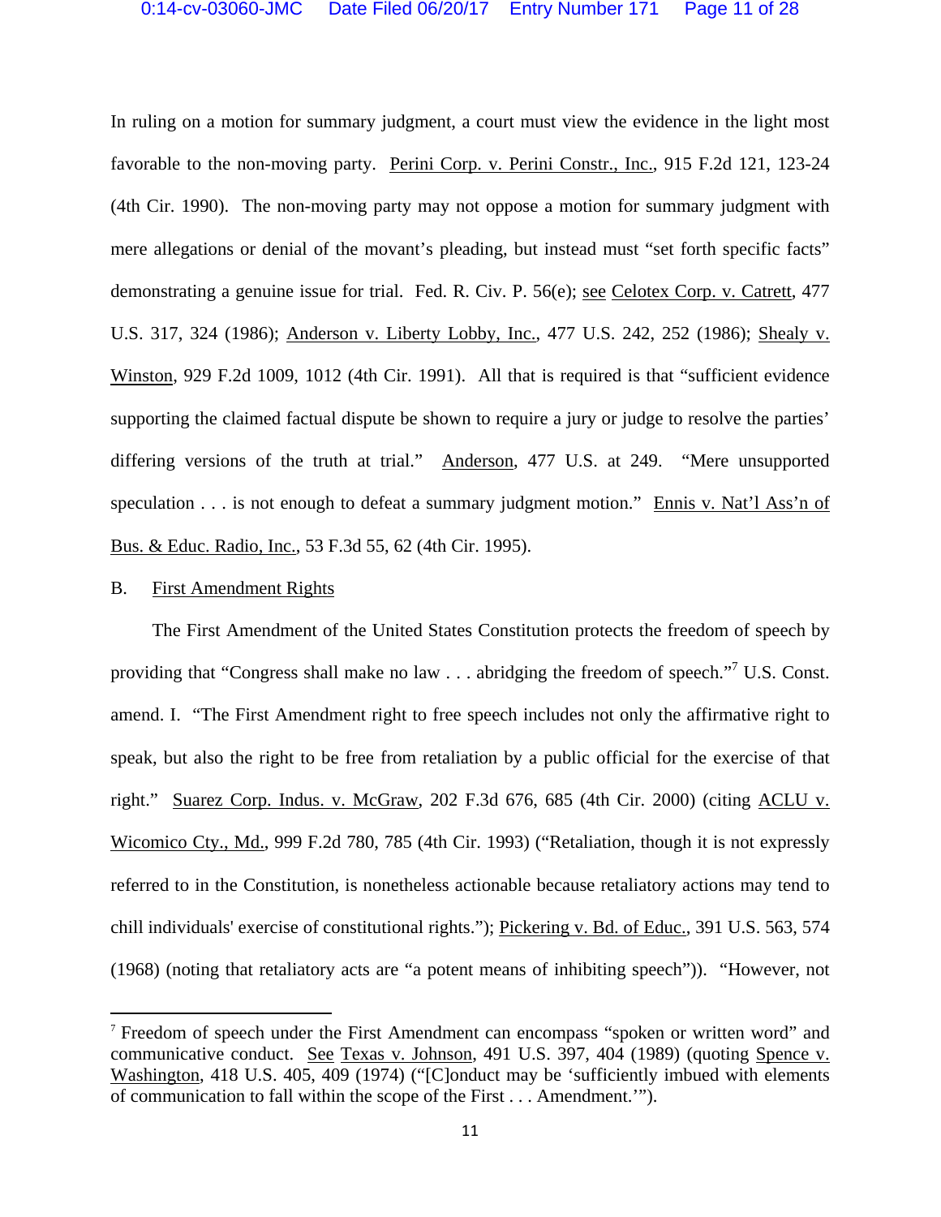In ruling on a motion for summary judgment, a court must view the evidence in the light most favorable to the non-moving party. Perini Corp. v. Perini Constr., Inc., 915 F.2d 121, 123-24 (4th Cir. 1990). The non-moving party may not oppose a motion for summary judgment with mere allegations or denial of the movant's pleading, but instead must "set forth specific facts" demonstrating a genuine issue for trial. Fed. R. Civ. P. 56(e); see Celotex Corp. v. Catrett, 477 U.S. 317, 324 (1986); Anderson v. Liberty Lobby, Inc., 477 U.S. 242, 252 (1986); Shealy v. Winston, 929 F.2d 1009, 1012 (4th Cir. 1991). All that is required is that "sufficient evidence supporting the claimed factual dispute be shown to require a jury or judge to resolve the parties' differing versions of the truth at trial." Anderson, 477 U.S. at 249. "Mere unsupported speculation . . . is not enough to defeat a summary judgment motion." Ennis v. Nat'l Ass'n of Bus. & Educ. Radio, Inc., 53 F.3d 55, 62 (4th Cir. 1995).

B. First Amendment Rights

The First Amendment of the United States Constitution protects the freedom of speech by providing that "Congress shall make no law . . . abridging the freedom of speech."[7] U.S. Const. amend. I. "The First Amendment right to free speech includes not only the affirmative right to speak, but also the right to be free from retaliation by a public official for the exercise of that right." Suarez Corp. Indus. v. McGraw, 202 F.3d 676, 685 (4th Cir. 2000) (citing ACLU v. Wicomico Cty., Md., 999 F.2d 780, 785 (4th Cir. 1993) ("Retaliation, though it is not expressly referred to in the Constitution, is nonetheless actionable because retaliatory actions may tend to chill individuals' exercise of constitutional rights."); Pickering v. Bd. of Educ., 391 U.S. 563, 574 (1968) (noting that retaliatory acts are "a potent means of inhibiting speech")). "However, not

---

[7] Freedom of speech under the First Amendment can encompass "spoken or written word" and communicative conduct. See Texas v. Johnson, 491 U.S. 397, 404 (1989) (quoting Spence v. Washington, 418 U.S. 405, 409 (1974) ("[C]onduct may be 'sufficiently imbued with elements of communication to fall within the scope of the First . . . Amendment.'").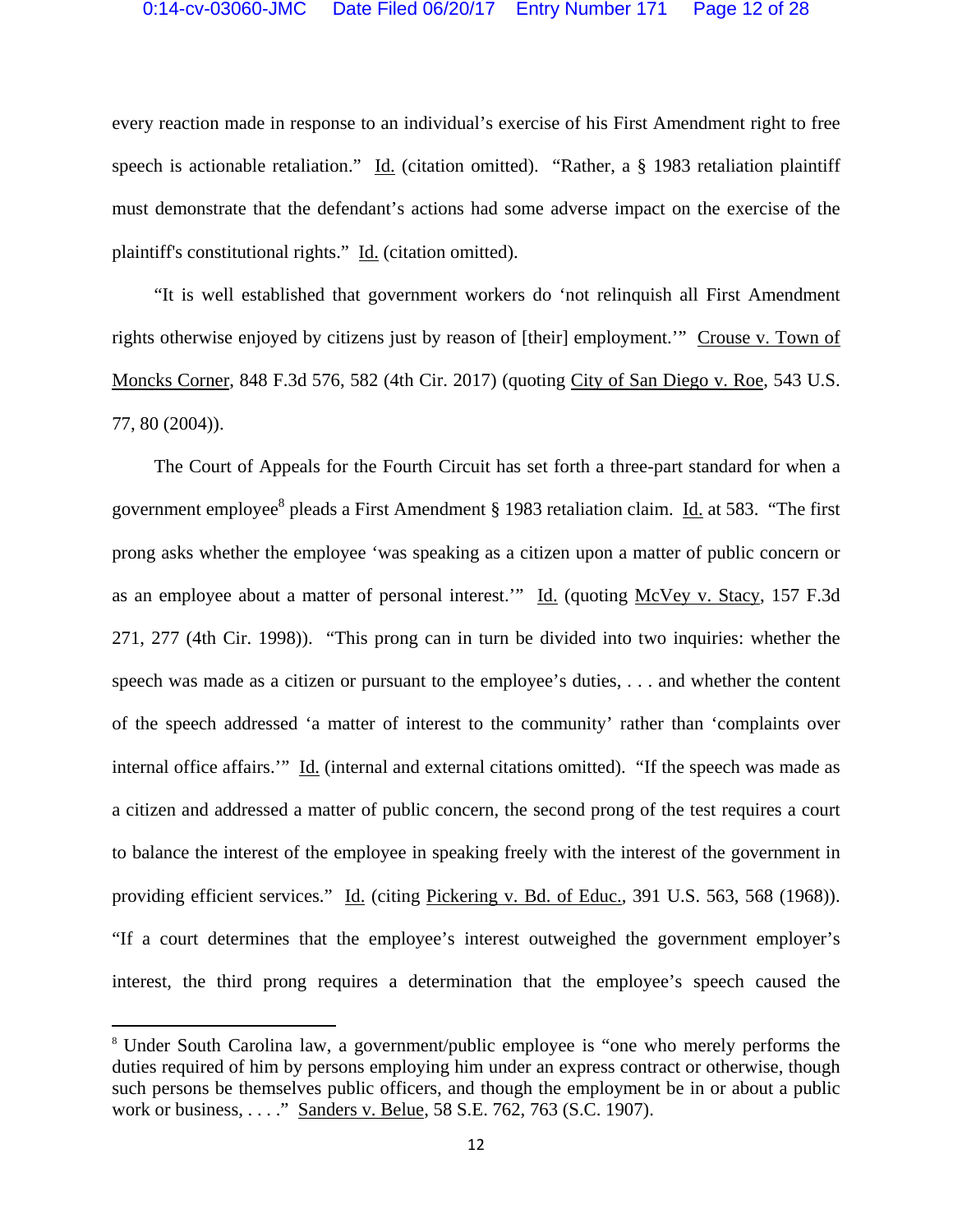every reaction made in response to an individual's exercise of his First Amendment right to free speech is actionable retaliation." Id. (citation omitted). "Rather, a § 1983 retaliation plaintiff must demonstrate that the defendant's actions had some adverse impact on the exercise of the plaintiff's constitutional rights." Id. (citation omitted).

"It is well established that government workers do 'not relinquish all First Amendment rights otherwise enjoyed by citizens just by reason of [their] employment.'" Crouse v. Town of Moncks Corner, 848 F.3d 576, 582 (4th Cir. 2017) (quoting City of San Diego v. Roe, 543 U.S. 77, 80 (2004)).

The Court of Appeals for the Fourth Circuit has set forth a three-part standard for when a government employee[8] pleads a First Amendment § 1983 retaliation claim. Id. at 583. "The first prong asks whether the employee 'was speaking as a citizen upon a matter of public concern or as an employee about a matter of personal interest.'" Id. (quoting McVey v. Stacy, 157 F.3d 271, 277 (4th Cir. 1998)). "This prong can in turn be divided into two inquiries: whether the speech was made as a citizen or pursuant to the employee's duties, . . . and whether the content of the speech addressed 'a matter of interest to the community' rather than 'complaints over internal office affairs.'" Id. (internal and external citations omitted). "If the speech was made as a citizen and addressed a matter of public concern, the second prong of the test requires a court to balance the interest of the employee in speaking freely with the interest of the government in providing efficient services." Id. (citing Pickering v. Bd. of Educ., 391 U.S. 563, 568 (1968)). "If a court determines that the employee's interest outweighed the government employer's interest, the third prong requires a determination that the employee's speech caused the

[8] Under South Carolina law, a government/public employee is "one who merely performs the duties required of him by persons employing him under an express contract or otherwise, though such persons be themselves public officers, and though the employment be in or about a public work or business, . . . ." Sanders v. Belue, 58 S.E. 762, 763 (S.C. 1907).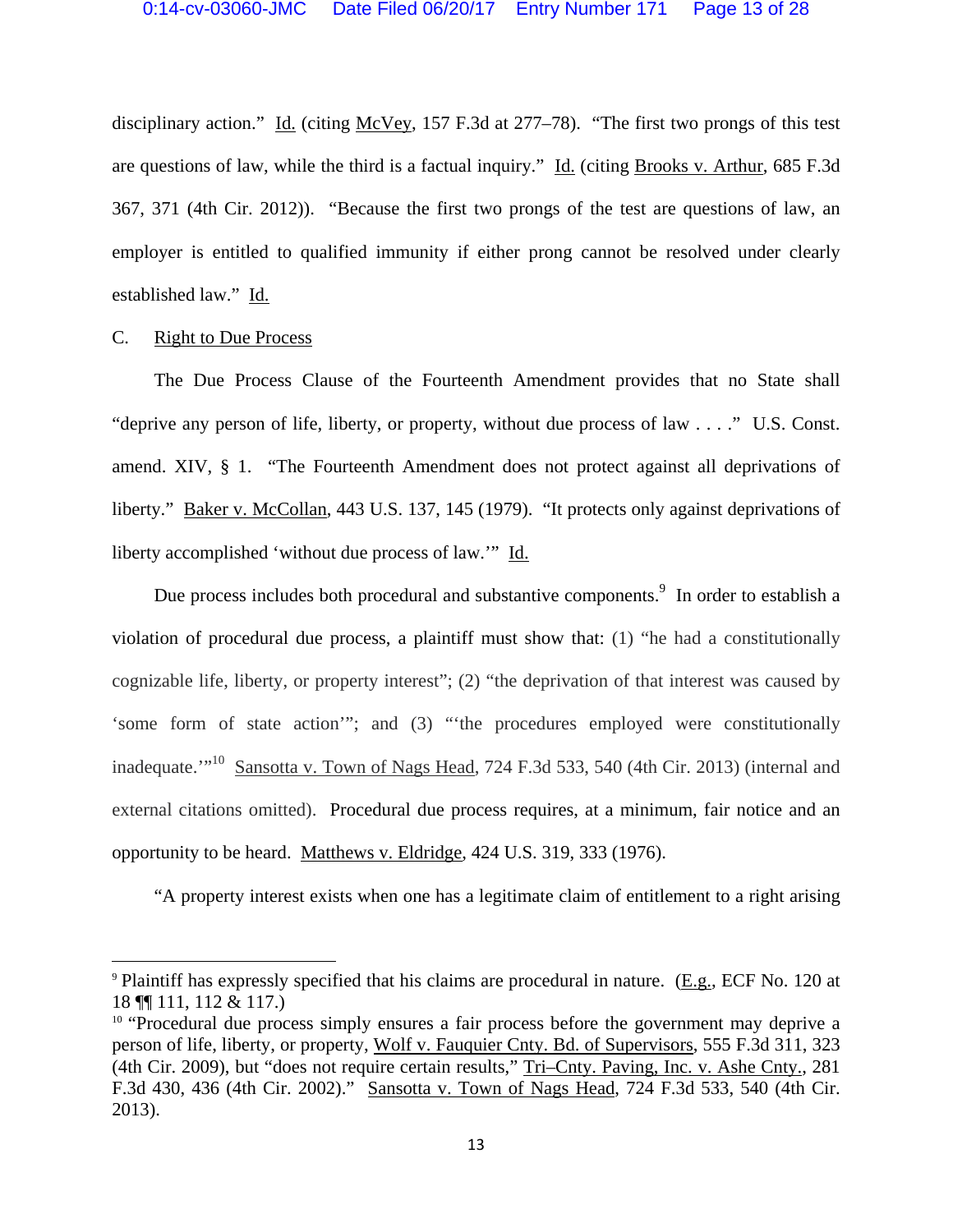disciplinary action." Id. (citing McVey, 157 F.3d at 277–78). "The first two prongs of this test are questions of law, while the third is a factual inquiry." Id. (citing Brooks v. Arthur, 685 F.3d 367, 371 (4th Cir. 2012)). "Because the first two prongs of the test are questions of law, an employer is entitled to qualified immunity if either prong cannot be resolved under clearly established law." Id.

C. Right to Due Process

The Due Process Clause of the Fourteenth Amendment provides that no State shall "deprive any person of life, liberty, or property, without due process of law . . . ." U.S. Const. amend. XIV, § 1. "The Fourteenth Amendment does not protect against all deprivations of liberty." Baker v. McCollan, 443 U.S. 137, 145 (1979). "It protects only against deprivations of liberty accomplished 'without due process of law.'" Id.

Due process includes both procedural and substantive components.[9] In order to establish a violation of procedural due process, a plaintiff must show that: (1) "he had a constitutionally cognizable life, liberty, or property interest"; (2) "the deprivation of that interest was caused by 'some form of state action'"; and (3) "'the procedures employed were constitutionally inadequate.'"[10] Sansotta v. Town of Nags Head, 724 F.3d 533, 540 (4th Cir. 2013) (internal and external citations omitted). Procedural due process requires, at a minimum, fair notice and an opportunity to be heard. Matthews v. Eldridge, 424 U.S. 319, 333 (1976).

"A property interest exists when one has a legitimate claim of entitlement to a right arising

---

[9] Plaintiff has expressly specified that his claims are procedural in nature. (E.g., ECF No. 120 at 18 ¶¶ 111, 112 & 117.)

[10] "Procedural due process simply ensures a fair process before the government may deprive a person of life, liberty, or property, Wolf v. Fauquier Cnty. Bd. of Supervisors, 555 F.3d 311, 323 (4th Cir. 2009), but "does not require certain results," Tri–Cnty. Paving, Inc. v. Ashe Cnty., 281 F.3d 430, 436 (4th Cir. 2002)." Sansotta v. Town of Nags Head, 724 F.3d 533, 540 (4th Cir. 2013).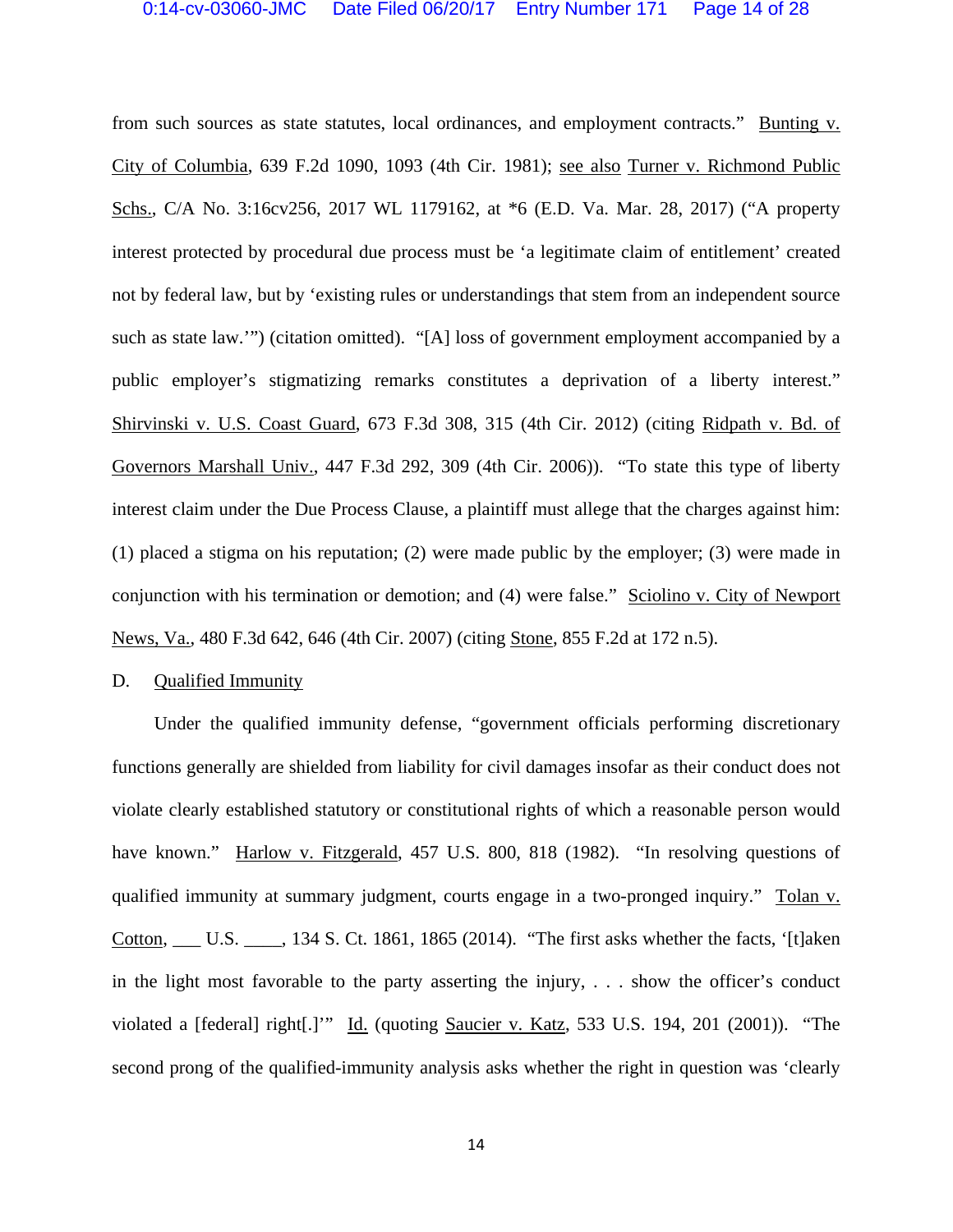from such sources as state statutes, local ordinances, and employment contracts." Bunting v. City of Columbia, 639 F.2d 1090, 1093 (4th Cir. 1981); see also Turner v. Richmond Public Schs., C/A No. 3:16cv256, 2017 WL 1179162, at *6 (E.D. Va. Mar. 28, 2017) ("A property interest protected by procedural due process must be 'a legitimate claim of entitlement' created not by federal law, but by 'existing rules or understandings that stem from an independent source such as state law.'") (citation omitted). "[A] loss of government employment accompanied by a public employer's stigmatizing remarks constitutes a deprivation of a liberty interest." Shirvinski v. U.S. Coast Guard, 673 F.3d 308, 315 (4th Cir. 2012) (citing Ridpath v. Bd. of Governors Marshall Univ., 447 F.3d 292, 309 (4th Cir. 2006)). "To state this type of liberty interest claim under the Due Process Clause, a plaintiff must allege that the charges against him: (1) placed a stigma on his reputation; (2) were made public by the employer; (3) were made in conjunction with his termination or demotion; and (4) were false." Sciolino v. City of Newport News, Va., 480 F.3d 642, 646 (4th Cir. 2007) (citing Stone, 855 F.2d at 172 n.5).

D. Qualified Immunity

Under the qualified immunity defense, "government officials performing discretionary functions generally are shielded from liability for civil damages insofar as their conduct does not violate clearly established statutory or constitutional rights of which a reasonable person would have known." Harlow v. Fitzgerald, 457 U.S. 800, 818 (1982). "In resolving questions of qualified immunity at summary judgment, courts engage in a two-pronged inquiry." Tolan v. Cotton, ___ U.S. ____, 134 S. Ct. 1861, 1865 (2014). "The first asks whether the facts, '[t]aken in the light most favorable to the party asserting the injury, . . . show the officer's conduct violated a [federal] right[.]'" Id. (quoting Saucier v. Katz, 533 U.S. 194, 201 (2001)). "The second prong of the qualified-immunity analysis asks whether the right in question was 'clearly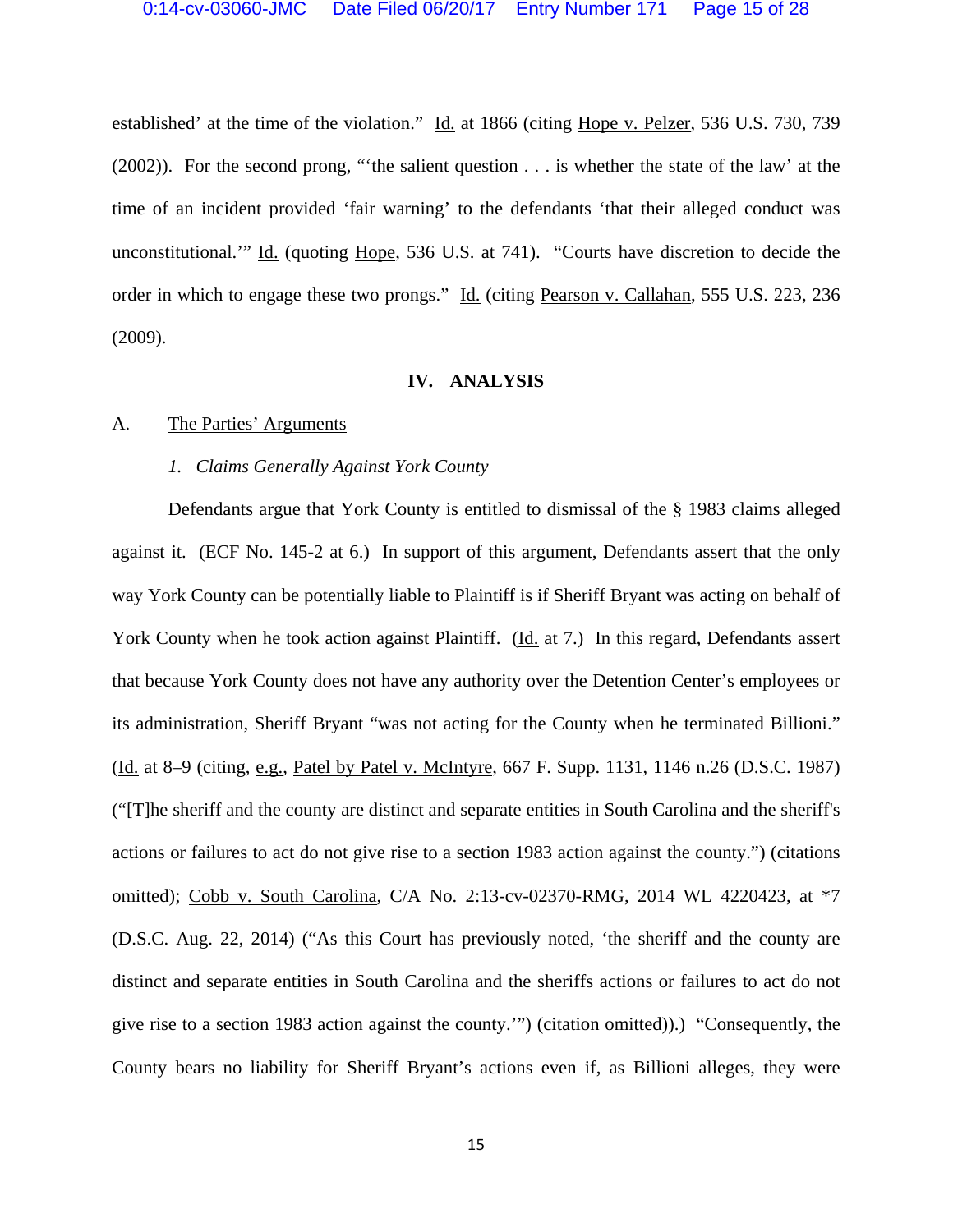established' at the time of the violation." Id. at 1866 (citing Hope v. Pelzer, 536 U.S. 730, 739 (2002)). For the second prong, "'the salient question . . . is whether the state of the law' at the time of an incident provided 'fair warning' to the defendants 'that their alleged conduct was unconstitutional.'" Id. (quoting Hope, 536 U.S. at 741). "Courts have discretion to decide the order in which to engage these two prongs." Id. (citing Pearson v. Callahan, 555 U.S. 223, 236 (2009).

## IV. ANALYSIS

### A. The Parties' Arguments

#### *1. Claims Generally Against York County*

Defendants argue that York County is entitled to dismissal of the § 1983 claims alleged against it. (ECF No. 145-2 at 6.) In support of this argument, Defendants assert that the only way York County can be potentially liable to Plaintiff is if Sheriff Bryant was acting on behalf of York County when he took action against Plaintiff. (Id. at 7.) In this regard, Defendants assert that because York County does not have any authority over the Detention Center's employees or its administration, Sheriff Bryant "was not acting for the County when he terminated Billioni." (Id. at 8–9 (citing, e.g., Patel by Patel v. McIntyre, 667 F. Supp. 1131, 1146 n.26 (D.S.C. 1987) ("[T]he sheriff and the county are distinct and separate entities in South Carolina and the sheriff's actions or failures to act do not give rise to a section 1983 action against the county.") (citations omitted); Cobb v. South Carolina, C/A No. 2:13-cv-02370-RMG, 2014 WL 4220423, at *7 (D.S.C. Aug. 22, 2014) ("As this Court has previously noted, 'the sheriff and the county are distinct and separate entities in South Carolina and the sheriffs actions or failures to act do not give rise to a section 1983 action against the county.'") (citation omitted)).) "Consequently, the County bears no liability for Sheriff Bryant's actions even if, as Billioni alleges, they were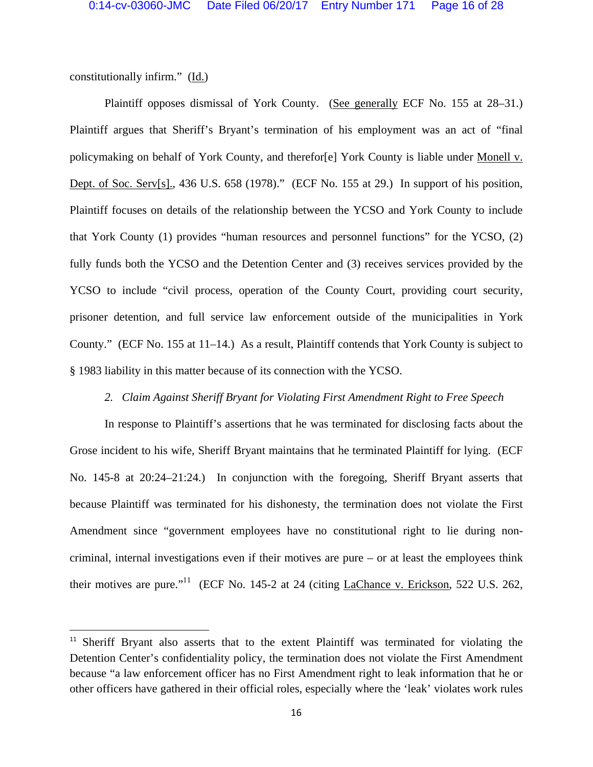constitutionally infirm." (Id.)

Plaintiff opposes dismissal of York County. (See generally ECF No. 155 at 28–31.) Plaintiff argues that Sheriff's Bryant's termination of his employment was an act of "final policymaking on behalf of York County, and therefor[e] York County is liable under Monell v. Dept. of Soc. Serv[s]., 436 U.S. 658 (1978)." (ECF No. 155 at 29.) In support of his position, Plaintiff focuses on details of the relationship between the YCSO and York County to include that York County (1) provides "human resources and personnel functions" for the YCSO, (2) fully funds both the YCSO and the Detention Center and (3) receives services provided by the YCSO to include "civil process, operation of the County Court, providing court security, prisoner detention, and full service law enforcement outside of the municipalities in York County." (ECF No. 155 at 11–14.) As a result, Plaintiff contends that York County is subject to § 1983 liability in this matter because of its connection with the YCSO.

*2. Claim Against Sheriff Bryant for Violating First Amendment Right to Free Speech*

In response to Plaintiff's assertions that he was terminated for disclosing facts about the Grose incident to his wife, Sheriff Bryant maintains that he terminated Plaintiff for lying. (ECF No. 145-8 at 20:24–21:24.) In conjunction with the foregoing, Sheriff Bryant asserts that because Plaintiff was terminated for his dishonesty, the termination does not violate the First Amendment since "government employees have no constitutional right to lie during non-criminal, internal investigations even if their motives are pure – or at least the employees think their motives are pure."[11] (ECF No. 145-2 at 24 (citing LaChance v. Erickson, 522 U.S. 262,

[11] Sheriff Bryant also asserts that to the extent Plaintiff was terminated for violating the Detention Center's confidentiality policy, the termination does not violate the First Amendment because "a law enforcement officer has no First Amendment right to leak information that he or other officers have gathered in their official roles, especially where the 'leak' violates work rules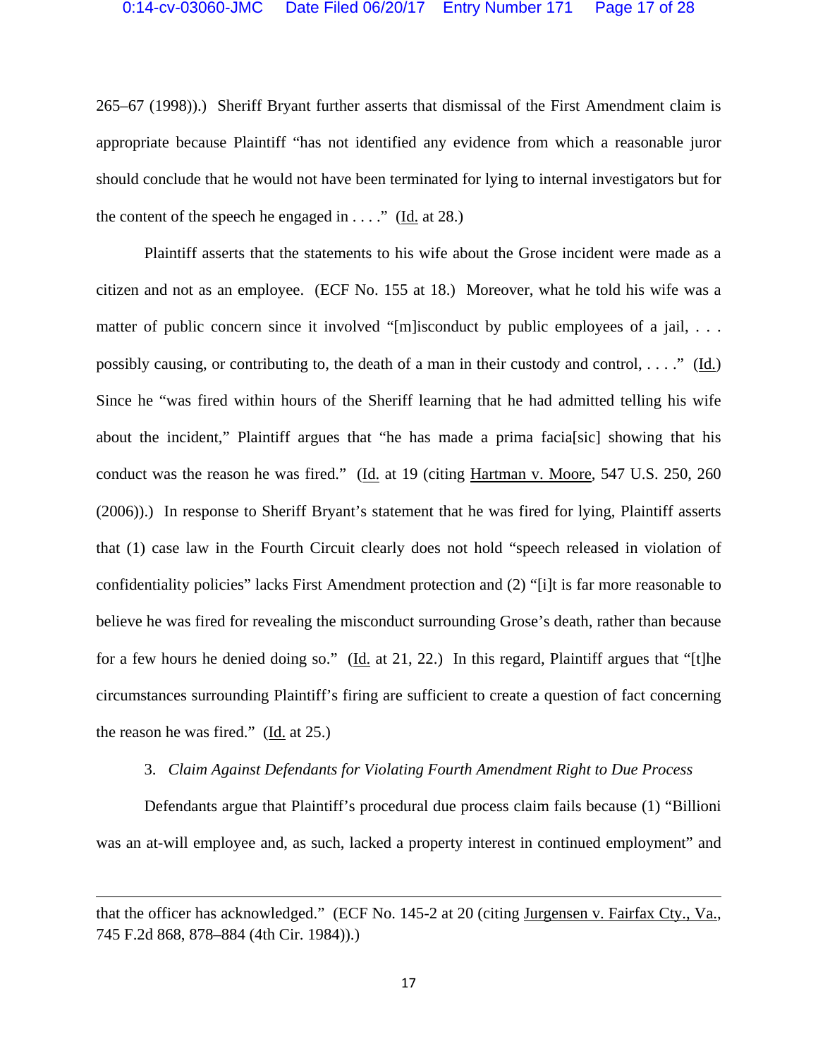265–67 (1998)).) Sheriff Bryant further asserts that dismissal of the First Amendment claim is appropriate because Plaintiff "has not identified any evidence from which a reasonable juror should conclude that he would not have been terminated for lying to internal investigators but for the content of the speech he engaged in . . . ." (Id. at 28.)

Plaintiff asserts that the statements to his wife about the Grose incident were made as a citizen and not as an employee. (ECF No. 155 at 18.) Moreover, what he told his wife was a matter of public concern since it involved "[m]isconduct by public employees of a jail, . . . possibly causing, or contributing to, the death of a man in their custody and control, . . . ." (Id.) Since he "was fired within hours of the Sheriff learning that he had admitted telling his wife about the incident," Plaintiff argues that "he has made a prima facia[sic] showing that his conduct was the reason he was fired." (Id. at 19 (citing Hartman v. Moore, 547 U.S. 250, 260 (2006)).) In response to Sheriff Bryant's statement that he was fired for lying, Plaintiff asserts that (1) case law in the Fourth Circuit clearly does not hold "speech released in violation of confidentiality policies" lacks First Amendment protection and (2) "[i]t is far more reasonable to believe he was fired for revealing the misconduct surrounding Grose's death, rather than because for a few hours he denied doing so." (Id. at 21, 22.) In this regard, Plaintiff argues that "[t]he circumstances surrounding Plaintiff's firing are sufficient to create a question of fact concerning the reason he was fired." (Id. at 25.)

3. *Claim Against Defendants for Violating Fourth Amendment Right to Due Process*

Defendants argue that Plaintiff's procedural due process claim fails because (1) "Billioni was an at-will employee and, as such, lacked a property interest in continued employment" and

---

that the officer has acknowledged." (ECF No. 145-2 at 20 (citing Jurgensen v. Fairfax Cty., Va., 745 F.2d 868, 878–884 (4th Cir. 1984)).)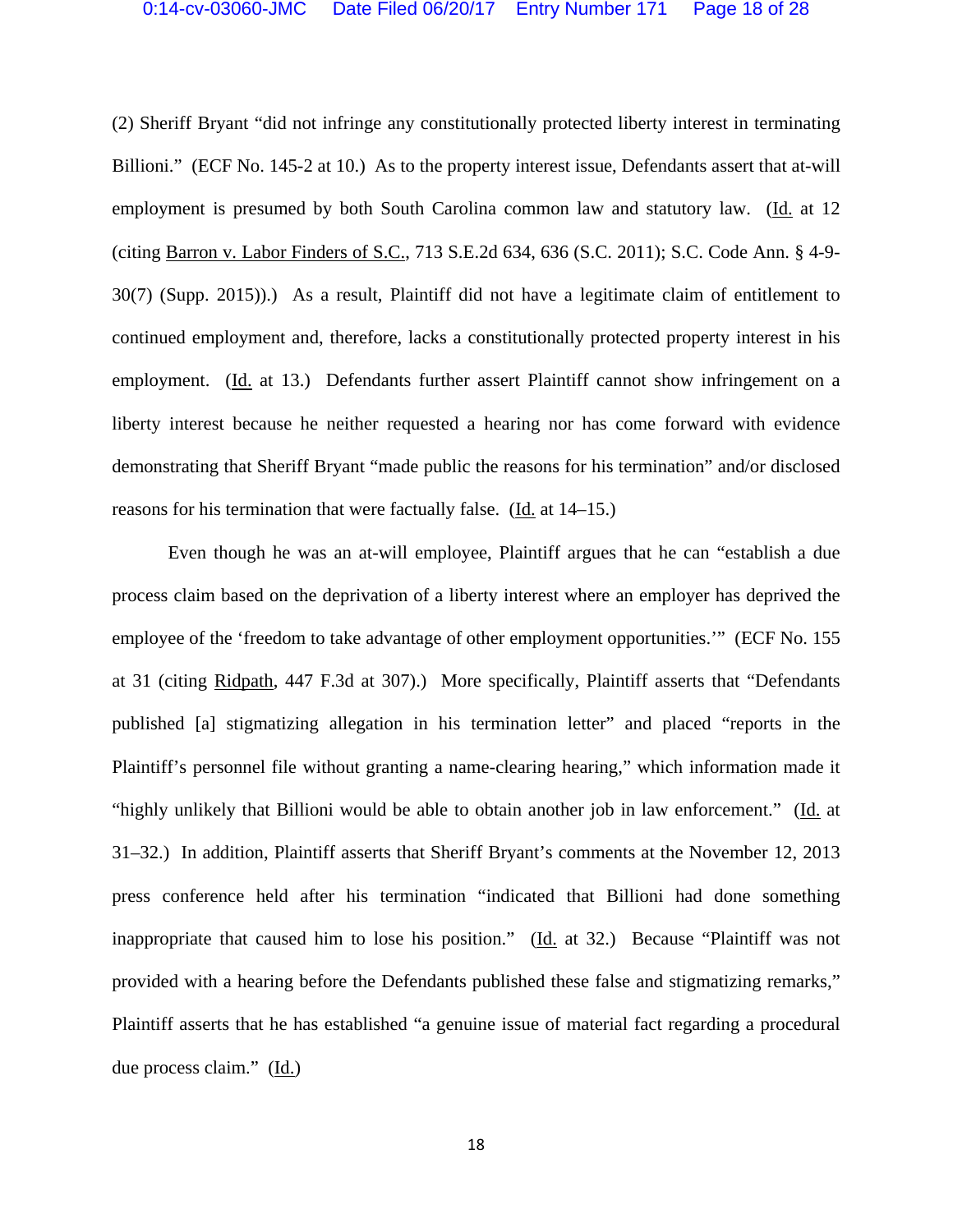(2) Sheriff Bryant "did not infringe any constitutionally protected liberty interest in terminating Billioni." (ECF No. 145-2 at 10.) As to the property interest issue, Defendants assert that at-will employment is presumed by both South Carolina common law and statutory law. (Id. at 12 (citing Barron v. Labor Finders of S.C., 713 S.E.2d 634, 636 (S.C. 2011); S.C. Code Ann. § 4-9-30(7) (Supp. 2015)).) As a result, Plaintiff did not have a legitimate claim of entitlement to continued employment and, therefore, lacks a constitutionally protected property interest in his employment. (Id. at 13.) Defendants further assert Plaintiff cannot show infringement on a liberty interest because he neither requested a hearing nor has come forward with evidence demonstrating that Sheriff Bryant "made public the reasons for his termination" and/or disclosed reasons for his termination that were factually false. (Id. at 14–15.)

Even though he was an at-will employee, Plaintiff argues that he can "establish a due process claim based on the deprivation of a liberty interest where an employer has deprived the employee of the 'freedom to take advantage of other employment opportunities.'" (ECF No. 155 at 31 (citing Ridpath, 447 F.3d at 307).) More specifically, Plaintiff asserts that "Defendants published [a] stigmatizing allegation in his termination letter" and placed "reports in the Plaintiff's personnel file without granting a name-clearing hearing," which information made it "highly unlikely that Billioni would be able to obtain another job in law enforcement." (Id. at 31–32.) In addition, Plaintiff asserts that Sheriff Bryant's comments at the November 12, 2013 press conference held after his termination "indicated that Billioni had done something inappropriate that caused him to lose his position." (Id. at 32.) Because "Plaintiff was not provided with a hearing before the Defendants published these false and stigmatizing remarks," Plaintiff asserts that he has established "a genuine issue of material fact regarding a procedural due process claim." (Id.)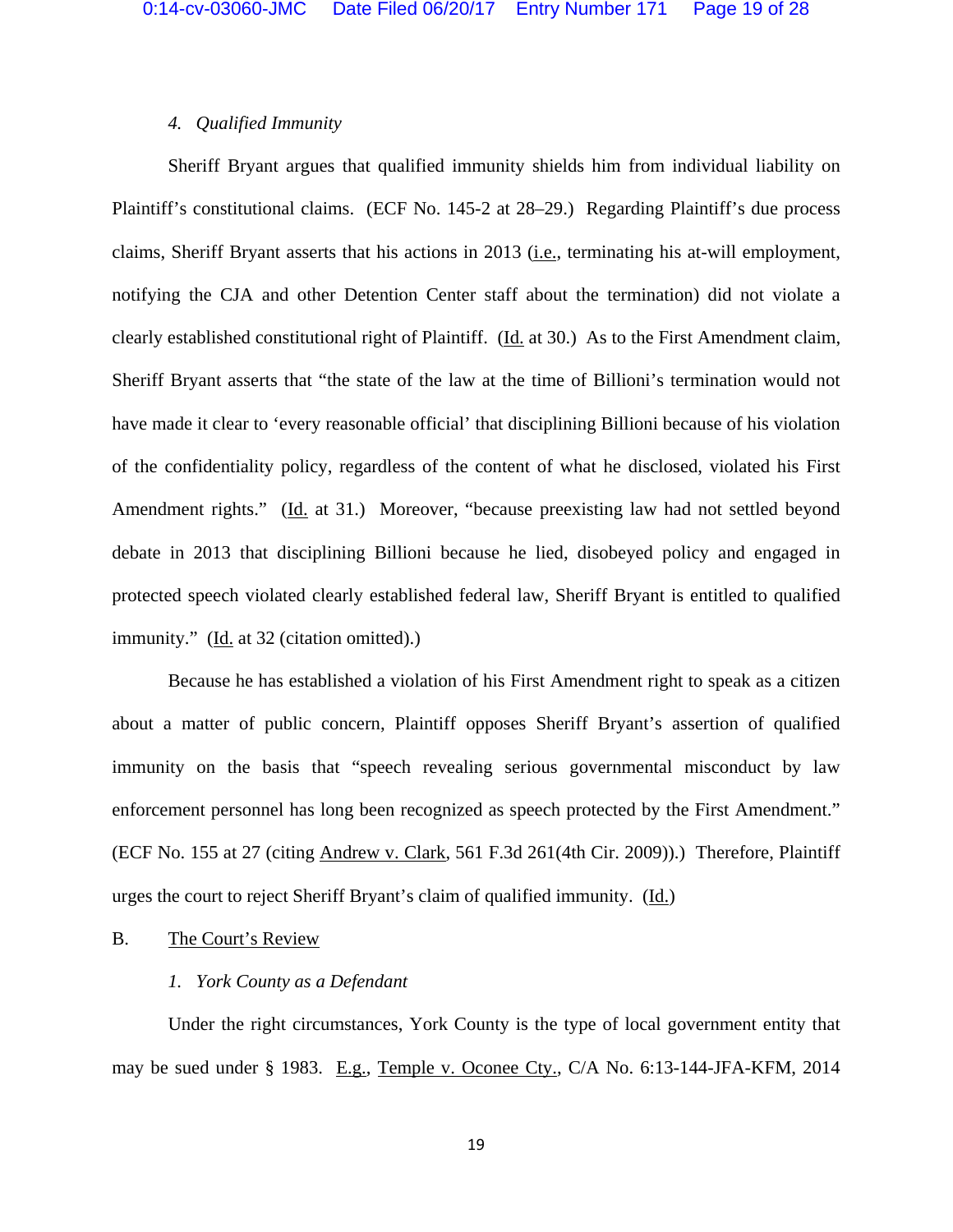#### 4. *Qualified Immunity*

Sheriff Bryant argues that qualified immunity shields him from individual liability on Plaintiff's constitutional claims. (ECF No. 145-2 at 28–29.) Regarding Plaintiff's due process claims, Sheriff Bryant asserts that his actions in 2013 (i.e., terminating his at-will employment, notifying the CJA and other Detention Center staff about the termination) did not violate a clearly established constitutional right of Plaintiff. (Id. at 30.) As to the First Amendment claim, Sheriff Bryant asserts that "the state of the law at the time of Billioni's termination would not have made it clear to 'every reasonable official' that disciplining Billioni because of his violation of the confidentiality policy, regardless of the content of what he disclosed, violated his First Amendment rights." (Id. at 31.) Moreover, "because preexisting law had not settled beyond debate in 2013 that disciplining Billioni because he lied, disobeyed policy and engaged in protected speech violated clearly established federal law, Sheriff Bryant is entitled to qualified immunity." (Id. at 32 (citation omitted).)

Because he has established a violation of his First Amendment right to speak as a citizen about a matter of public concern, Plaintiff opposes Sheriff Bryant's assertion of qualified immunity on the basis that "speech revealing serious governmental misconduct by law enforcement personnel has long been recognized as speech protected by the First Amendment." (ECF No. 155 at 27 (citing Andrew v. Clark, 561 F.3d 261(4th Cir. 2009)).) Therefore, Plaintiff urges the court to reject Sheriff Bryant's claim of qualified immunity. (Id.)

### B. The Court's Review

#### 1. *York County as a Defendant*

Under the right circumstances, York County is the type of local government entity that may be sued under § 1983. E.g., Temple v. Oconee Cty., C/A No. 6:13-144-JFA-KFM, 2014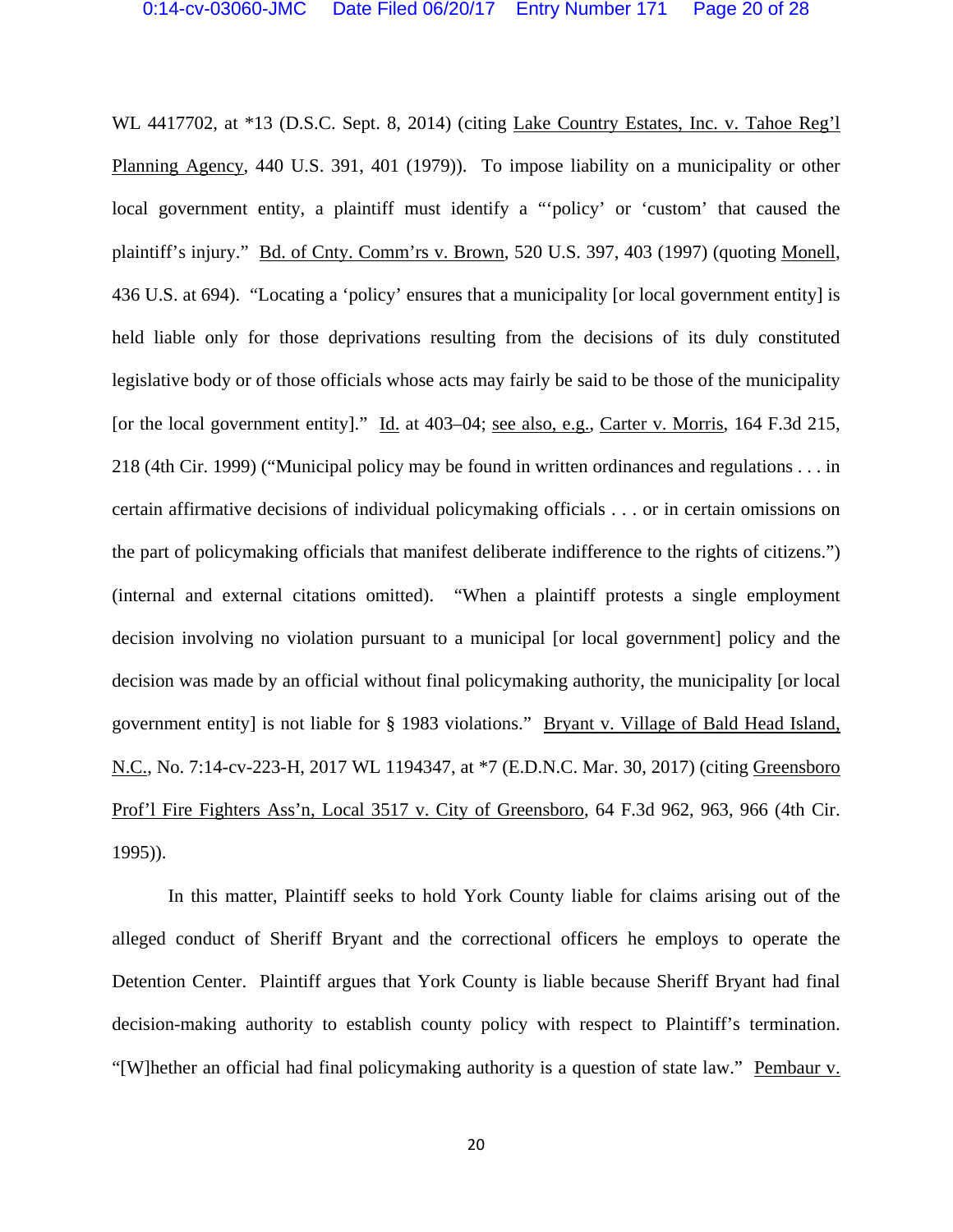WL 4417702, at *13 (D.S.C. Sept. 8, 2014) (citing Lake Country Estates, Inc. v. Tahoe Reg'l Planning Agency, 440 U.S. 391, 401 (1979)). To impose liability on a municipality or other local government entity, a plaintiff must identify a "'policy' or 'custom' that caused the plaintiff's injury." Bd. of Cnty. Comm'rs v. Brown, 520 U.S. 397, 403 (1997) (quoting Monell, 436 U.S. at 694). "Locating a 'policy' ensures that a municipality [or local government entity] is held liable only for those deprivations resulting from the decisions of its duly constituted legislative body or of those officials whose acts may fairly be said to be those of the municipality [or the local government entity]." Id. at 403–04; see also, e.g., Carter v. Morris, 164 F.3d 215, 218 (4th Cir. 1999) ("Municipal policy may be found in written ordinances and regulations . . . in certain affirmative decisions of individual policymaking officials . . . or in certain omissions on the part of policymaking officials that manifest deliberate indifference to the rights of citizens.") (internal and external citations omitted). "When a plaintiff protests a single employment decision involving no violation pursuant to a municipal [or local government] policy and the decision was made by an official without final policymaking authority, the municipality [or local government entity] is not liable for § 1983 violations." Bryant v. Village of Bald Head Island, N.C., No. 7:14-cv-223-H, 2017 WL 1194347, at *7 (E.D.N.C. Mar. 30, 2017) (citing Greensboro Prof'l Fire Fighters Ass'n, Local 3517 v. City of Greensboro, 64 F.3d 962, 963, 966 (4th Cir. 1995)).

In this matter, Plaintiff seeks to hold York County liable for claims arising out of the alleged conduct of Sheriff Bryant and the correctional officers he employs to operate the Detention Center. Plaintiff argues that York County is liable because Sheriff Bryant had final decision-making authority to establish county policy with respect to Plaintiff's termination. "[W]hether an official had final policymaking authority is a question of state law." Pembaur v.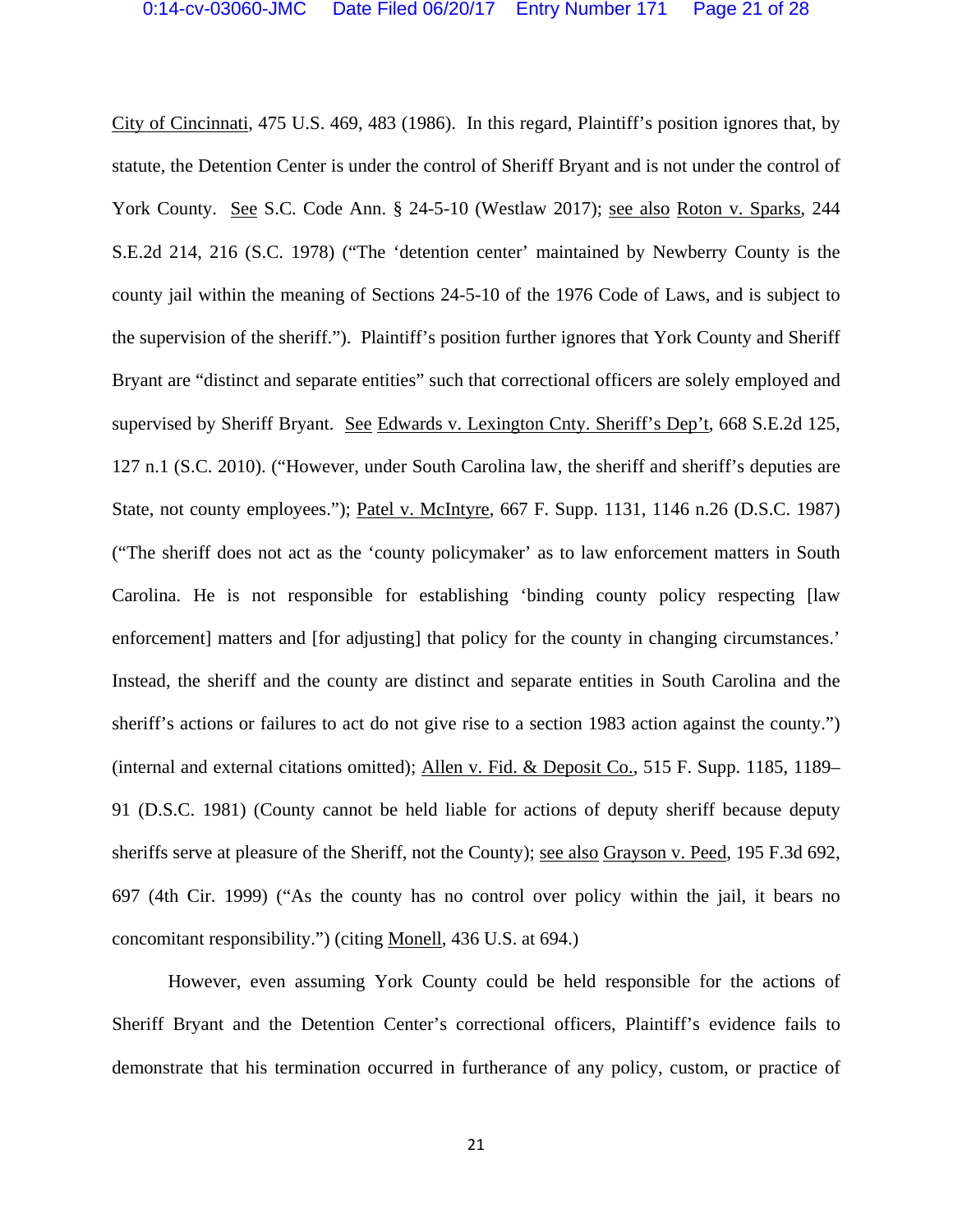City of Cincinnati, 475 U.S. 469, 483 (1986). In this regard, Plaintiff's position ignores that, by statute, the Detention Center is under the control of Sheriff Bryant and is not under the control of York County. See S.C. Code Ann. § 24-5-10 (Westlaw 2017); see also Roton v. Sparks, 244 S.E.2d 214, 216 (S.C. 1978) ("The 'detention center' maintained by Newberry County is the county jail within the meaning of Sections 24-5-10 of the 1976 Code of Laws, and is subject to the supervision of the sheriff."). Plaintiff's position further ignores that York County and Sheriff Bryant are "distinct and separate entities" such that correctional officers are solely employed and supervised by Sheriff Bryant. See Edwards v. Lexington Cnty. Sheriff's Dep't, 668 S.E.2d 125, 127 n.1 (S.C. 2010). ("However, under South Carolina law, the sheriff and sheriff's deputies are State, not county employees."); Patel v. McIntyre, 667 F. Supp. 1131, 1146 n.26 (D.S.C. 1987) ("The sheriff does not act as the 'county policymaker' as to law enforcement matters in South Carolina. He is not responsible for establishing 'binding county policy respecting [law enforcement] matters and [for adjusting] that policy for the county in changing circumstances.' Instead, the sheriff and the county are distinct and separate entities in South Carolina and the sheriff's actions or failures to act do not give rise to a section 1983 action against the county.") (internal and external citations omitted); Allen v. Fid. & Deposit Co., 515 F. Supp. 1185, 1189–91 (D.S.C. 1981) (County cannot be held liable for actions of deputy sheriff because deputy sheriffs serve at pleasure of the Sheriff, not the County); see also Grayson v. Peed, 195 F.3d 692, 697 (4th Cir. 1999) ("As the county has no control over policy within the jail, it bears no concomitant responsibility.") (citing Monell, 436 U.S. at 694.)

However, even assuming York County could be held responsible for the actions of Sheriff Bryant and the Detention Center's correctional officers, Plaintiff's evidence fails to demonstrate that his termination occurred in furtherance of any policy, custom, or practice of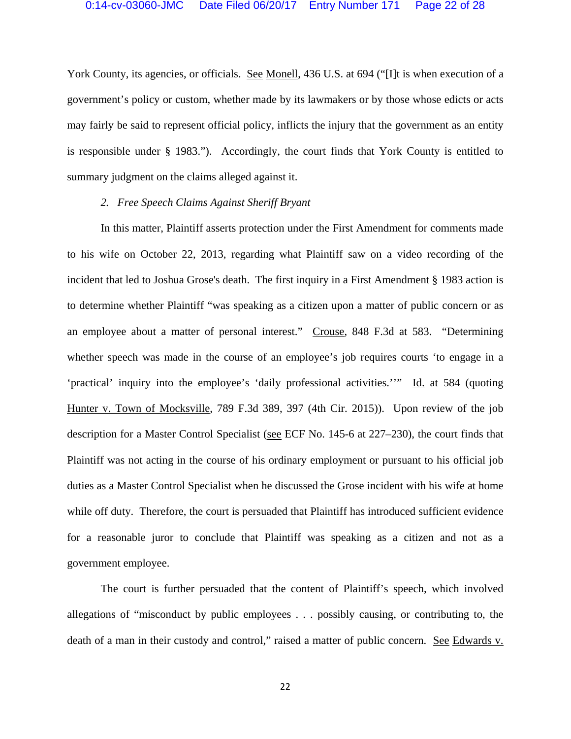York County, its agencies, or officials. See Monell, 436 U.S. at 694 ("[I]t is when execution of a government's policy or custom, whether made by its lawmakers or by those whose edicts or acts may fairly be said to represent official policy, inflicts the injury that the government as an entity is responsible under § 1983."). Accordingly, the court finds that York County is entitled to summary judgment on the claims alleged against it.

*2. Free Speech Claims Against Sheriff Bryant*

In this matter, Plaintiff asserts protection under the First Amendment for comments made to his wife on October 22, 2013, regarding what Plaintiff saw on a video recording of the incident that led to Joshua Grose's death. The first inquiry in a First Amendment § 1983 action is to determine whether Plaintiff "was speaking as a citizen upon a matter of public concern or as an employee about a matter of personal interest." Crouse, 848 F.3d at 583. "Determining whether speech was made in the course of an employee's job requires courts 'to engage in a 'practical' inquiry into the employee's 'daily professional activities.''" Id. at 584 (quoting Hunter v. Town of Mocksville, 789 F.3d 389, 397 (4th Cir. 2015)). Upon review of the job description for a Master Control Specialist (see ECF No. 145-6 at 227–230), the court finds that Plaintiff was not acting in the course of his ordinary employment or pursuant to his official job duties as a Master Control Specialist when he discussed the Grose incident with his wife at home while off duty. Therefore, the court is persuaded that Plaintiff has introduced sufficient evidence for a reasonable juror to conclude that Plaintiff was speaking as a citizen and not as a government employee.

The court is further persuaded that the content of Plaintiff's speech, which involved allegations of "misconduct by public employees . . . possibly causing, or contributing to, the death of a man in their custody and control," raised a matter of public concern. See Edwards v.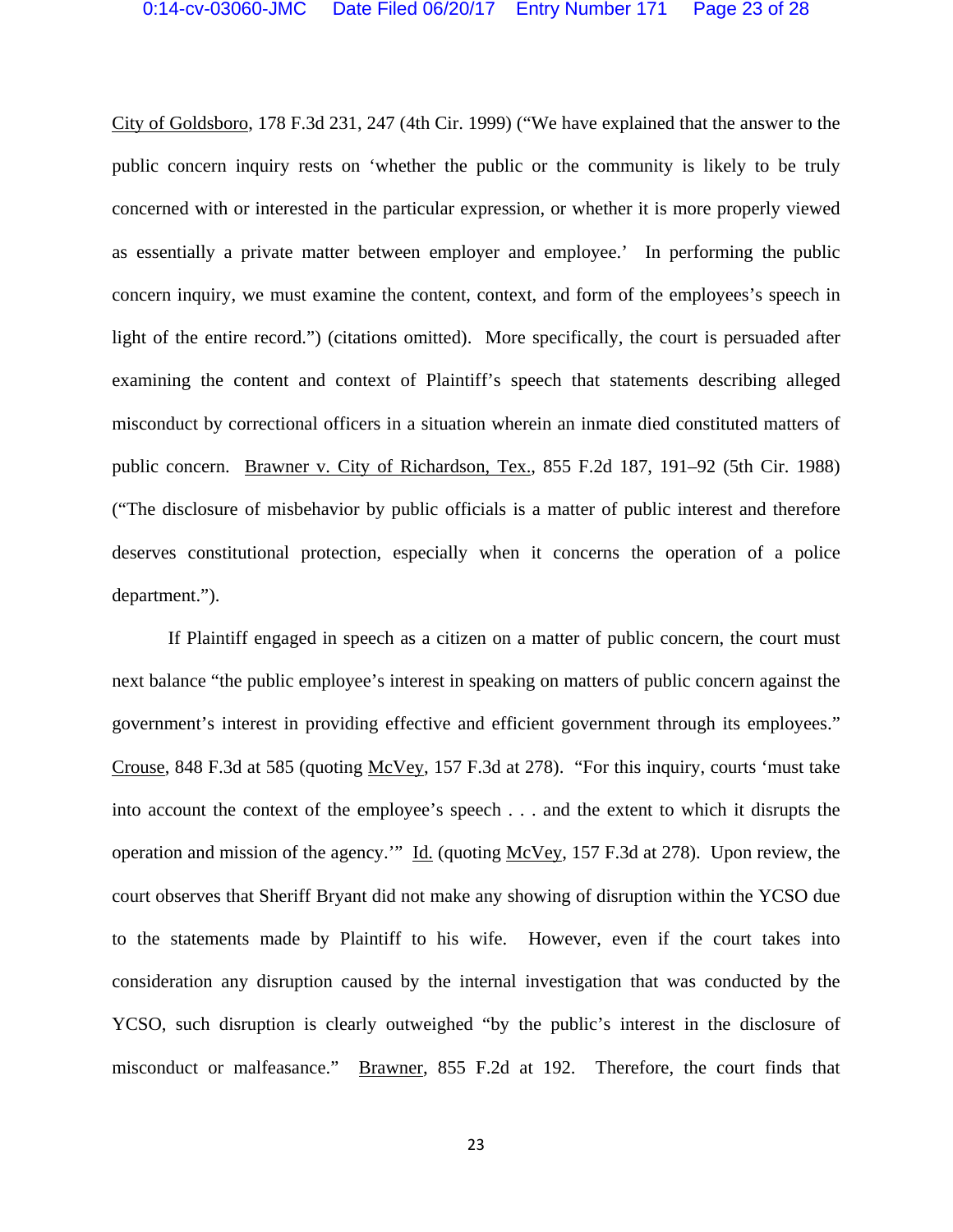City of Goldsboro, 178 F.3d 231, 247 (4th Cir. 1999) ("We have explained that the answer to the public concern inquiry rests on 'whether the public or the community is likely to be truly concerned with or interested in the particular expression, or whether it is more properly viewed as essentially a private matter between employer and employee.' In performing the public concern inquiry, we must examine the content, context, and form of the employees's speech in light of the entire record.") (citations omitted). More specifically, the court is persuaded after examining the content and context of Plaintiff's speech that statements describing alleged misconduct by correctional officers in a situation wherein an inmate died constituted matters of public concern. Brawner v. City of Richardson, Tex., 855 F.2d 187, 191–92 (5th Cir. 1988) ("The disclosure of misbehavior by public officials is a matter of public interest and therefore deserves constitutional protection, especially when it concerns the operation of a police department.").

If Plaintiff engaged in speech as a citizen on a matter of public concern, the court must next balance "the public employee's interest in speaking on matters of public concern against the government's interest in providing effective and efficient government through its employees." Crouse, 848 F.3d at 585 (quoting McVey, 157 F.3d at 278). "For this inquiry, courts 'must take into account the context of the employee's speech . . . and the extent to which it disrupts the operation and mission of the agency.'" Id. (quoting McVey, 157 F.3d at 278). Upon review, the court observes that Sheriff Bryant did not make any showing of disruption within the YCSO due to the statements made by Plaintiff to his wife. However, even if the court takes into consideration any disruption caused by the internal investigation that was conducted by the YCSO, such disruption is clearly outweighed "by the public's interest in the disclosure of misconduct or malfeasance." Brawner, 855 F.2d at 192. Therefore, the court finds that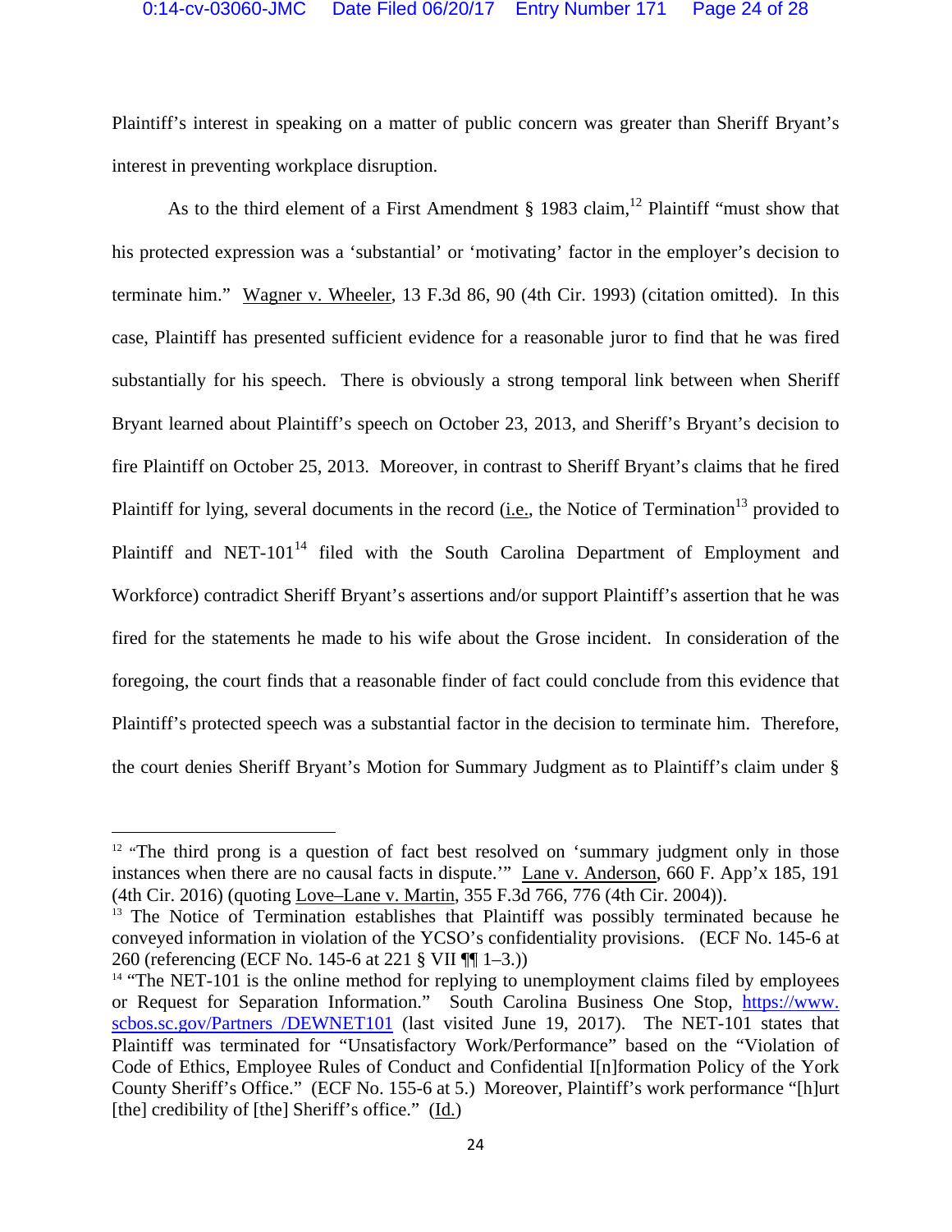Plaintiff's interest in speaking on a matter of public concern was greater than Sheriff Bryant's interest in preventing workplace disruption.

As to the third element of a First Amendment § 1983 claim,[12] Plaintiff "must show that his protected expression was a 'substantial' or 'motivating' factor in the employer's decision to terminate him." Wagner v. Wheeler, 13 F.3d 86, 90 (4th Cir. 1993) (citation omitted). In this case, Plaintiff has presented sufficient evidence for a reasonable juror to find that he was fired substantially for his speech. There is obviously a strong temporal link between when Sheriff Bryant learned about Plaintiff's speech on October 23, 2013, and Sheriff's Bryant's decision to fire Plaintiff on October 25, 2013. Moreover, in contrast to Sheriff Bryant's claims that he fired Plaintiff for lying, several documents in the record (i.e., the Notice of Termination[13] provided to Plaintiff and NET-101[14] filed with the South Carolina Department of Employment and Workforce) contradict Sheriff Bryant's assertions and/or support Plaintiff's assertion that he was fired for the statements he made to his wife about the Grose incident. In consideration of the foregoing, the court finds that a reasonable finder of fact could conclude from this evidence that Plaintiff's protected speech was a substantial factor in the decision to terminate him. Therefore, the court denies Sheriff Bryant's Motion for Summary Judgment as to Plaintiff's claim under §

---

[12] "The third prong is a question of fact best resolved on 'summary judgment only in those instances when there are no causal facts in dispute.'" Lane v. Anderson, 660 F. App'x 185, 191 (4th Cir. 2016) (quoting Love–Lane v. Martin, 355 F.3d 766, 776 (4th Cir. 2004)).

[13] The Notice of Termination establishes that Plaintiff was possibly terminated because he conveyed information in violation of the YCSO's confidentiality provisions. (ECF No. 145-6 at 260 (referencing (ECF No. 145-6 at 221 § VII ¶¶ 1–3.))

[14] "The NET-101 is the online method for replying to unemployment claims filed by employees or Request for Separation Information." South Carolina Business One Stop, https://www.scbos.sc.gov/Partners /DEWNET101 (last visited June 19, 2017). The NET-101 states that Plaintiff was terminated for "Unsatisfactory Work/Performance" based on the "Violation of Code of Ethics, Employee Rules of Conduct and Confidential I[n]formation Policy of the York County Sheriff's Office." (ECF No. 155-6 at 5.) Moreover, Plaintiff's work performance "[h]urt [the] credibility of [the] Sheriff's office." (Id.)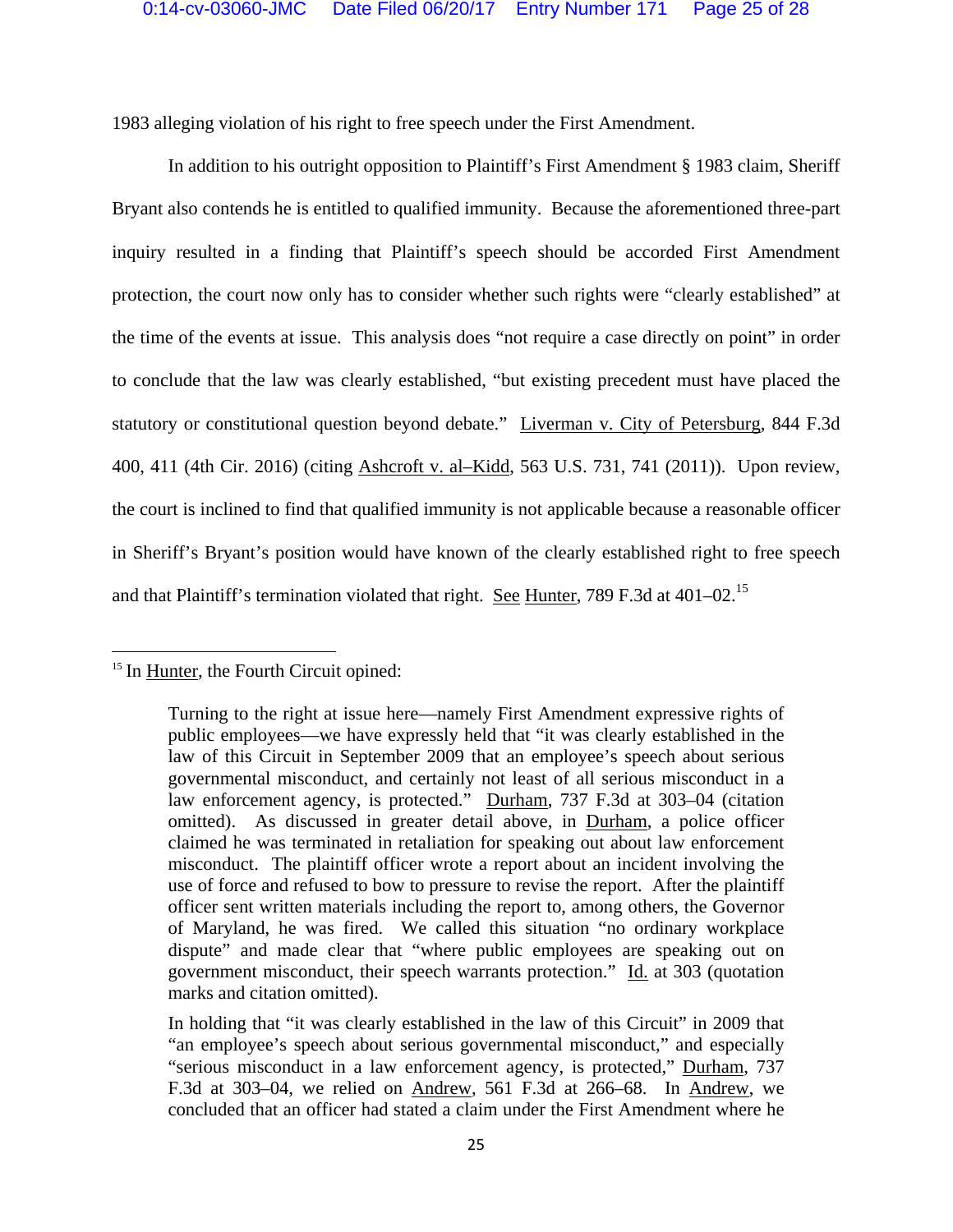1983 alleging violation of his right to free speech under the First Amendment.

In addition to his outright opposition to Plaintiff's First Amendment § 1983 claim, Sheriff Bryant also contends he is entitled to qualified immunity. Because the aforementioned three-part inquiry resulted in a finding that Plaintiff's speech should be accorded First Amendment protection, the court now only has to consider whether such rights were "clearly established" at the time of the events at issue. This analysis does "not require a case directly on point" in order to conclude that the law was clearly established, "but existing precedent must have placed the statutory or constitutional question beyond debate." Liverman v. City of Petersburg, 844 F.3d 400, 411 (4th Cir. 2016) (citing Ashcroft v. al–Kidd, 563 U.S. 731, 741 (2011)). Upon review, the court is inclined to find that qualified immunity is not applicable because a reasonable officer in Sheriff's Bryant's position would have known of the clearly established right to free speech and that Plaintiff's termination violated that right. See Hunter, 789 F.3d at 401–02.[15]

---

[15] In Hunter, the Fourth Circuit opined:

> Turning to the right at issue here—namely First Amendment expressive rights of public employees—we have expressly held that "it was clearly established in the law of this Circuit in September 2009 that an employee's speech about serious governmental misconduct, and certainly not least of all serious misconduct in a law enforcement agency, is protected." Durham, 737 F.3d at 303–04 (citation omitted). As discussed in greater detail above, in Durham, a police officer claimed he was terminated in retaliation for speaking out about law enforcement misconduct. The plaintiff officer wrote a report about an incident involving the use of force and refused to bow to pressure to revise the report. After the plaintiff officer sent written materials including the report to, among others, the Governor of Maryland, he was fired. We called this situation "no ordinary workplace dispute" and made clear that "where public employees are speaking out on government misconduct, their speech warrants protection." Id. at 303 (quotation marks and citation omitted).
>
> In holding that "it was clearly established in the law of this Circuit" in 2009 that "an employee's speech about serious governmental misconduct," and especially "serious misconduct in a law enforcement agency, is protected," Durham, 737 F.3d at 303–04, we relied on Andrew, 561 F.3d at 266–68. In Andrew, we concluded that an officer had stated a claim under the First Amendment where he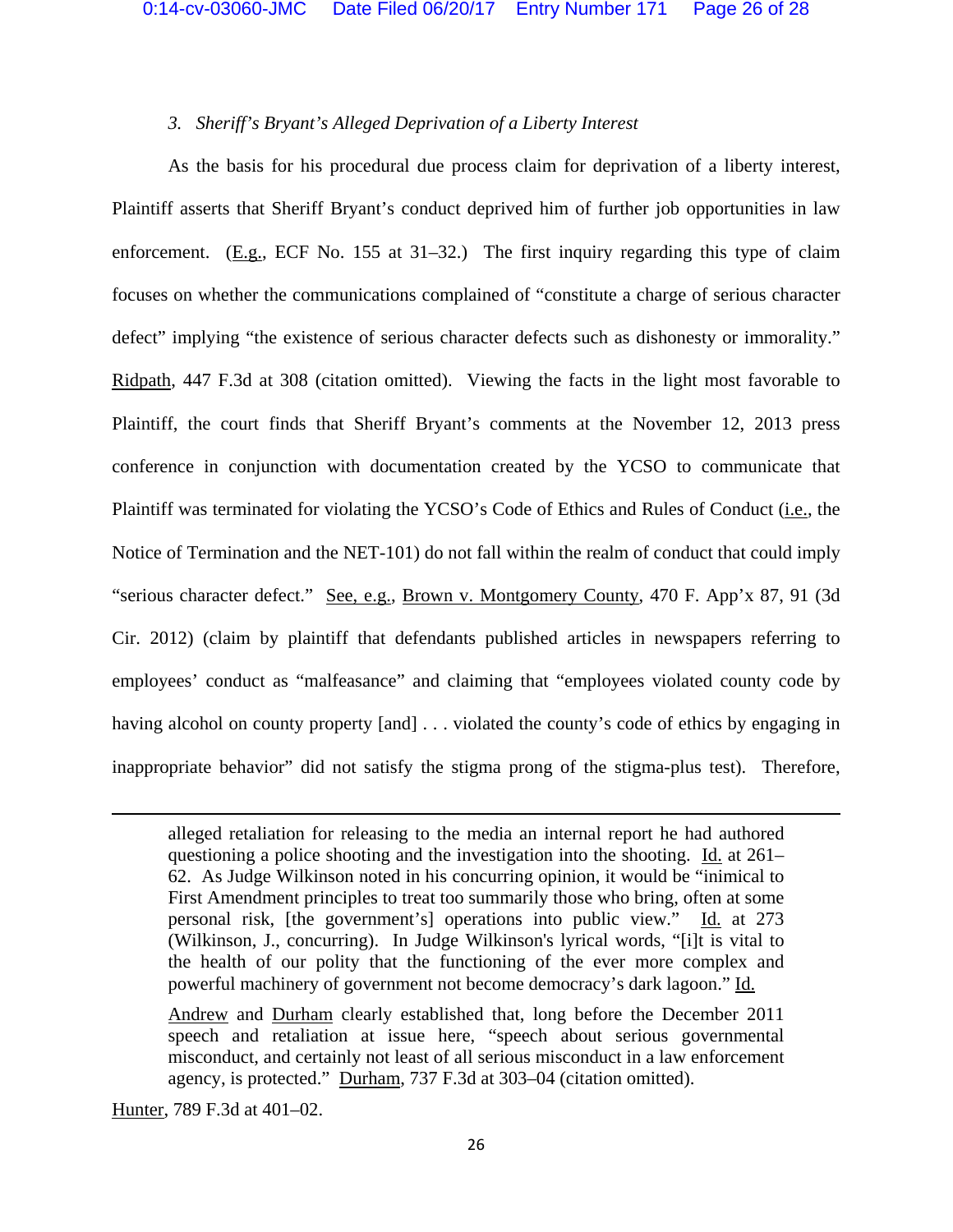*3. Sheriff's Bryant's Alleged Deprivation of a Liberty Interest*

As the basis for his procedural due process claim for deprivation of a liberty interest, Plaintiff asserts that Sheriff Bryant's conduct deprived him of further job opportunities in law enforcement. (E.g., ECF No. 155 at 31–32.) The first inquiry regarding this type of claim focuses on whether the communications complained of "constitute a charge of serious character defect" implying "the existence of serious character defects such as dishonesty or immorality." Ridpath, 447 F.3d at 308 (citation omitted). Viewing the facts in the light most favorable to Plaintiff, the court finds that Sheriff Bryant's comments at the November 12, 2013 press conference in conjunction with documentation created by the YCSO to communicate that Plaintiff was terminated for violating the YCSO's Code of Ethics and Rules of Conduct (i.e., the Notice of Termination and the NET-101) do not fall within the realm of conduct that could imply "serious character defect." See, e.g., Brown v. Montgomery County, 470 F. App'x 87, 91 (3d Cir. 2012) (claim by plaintiff that defendants published articles in newspapers referring to employees' conduct as "malfeasance" and claiming that "employees violated county code by having alcohol on county property [and] . . . violated the county's code of ethics by engaging in inappropriate behavior" did not satisfy the stigma prong of the stigma-plus test). Therefore,

---

> alleged retaliation for releasing to the media an internal report he had authored questioning a police shooting and the investigation into the shooting. Id. at 261–62. As Judge Wilkinson noted in his concurring opinion, it would be "inimical to First Amendment principles to treat too summarily those who bring, often at some personal risk, [the government's] operations into public view." Id. at 273 (Wilkinson, J., concurring). In Judge Wilkinson's lyrical words, "[i]t is vital to the health of our polity that the functioning of the ever more complex and powerful machinery of government not become democracy's dark lagoon." Id.
>
> Andrew and Durham clearly established that, long before the December 2011 speech and retaliation at issue here, "speech about serious governmental misconduct, and certainly not least of all serious misconduct in a law enforcement agency, is protected." Durham, 737 F.3d at 303–04 (citation omitted).

Hunter, 789 F.3d at 401–02.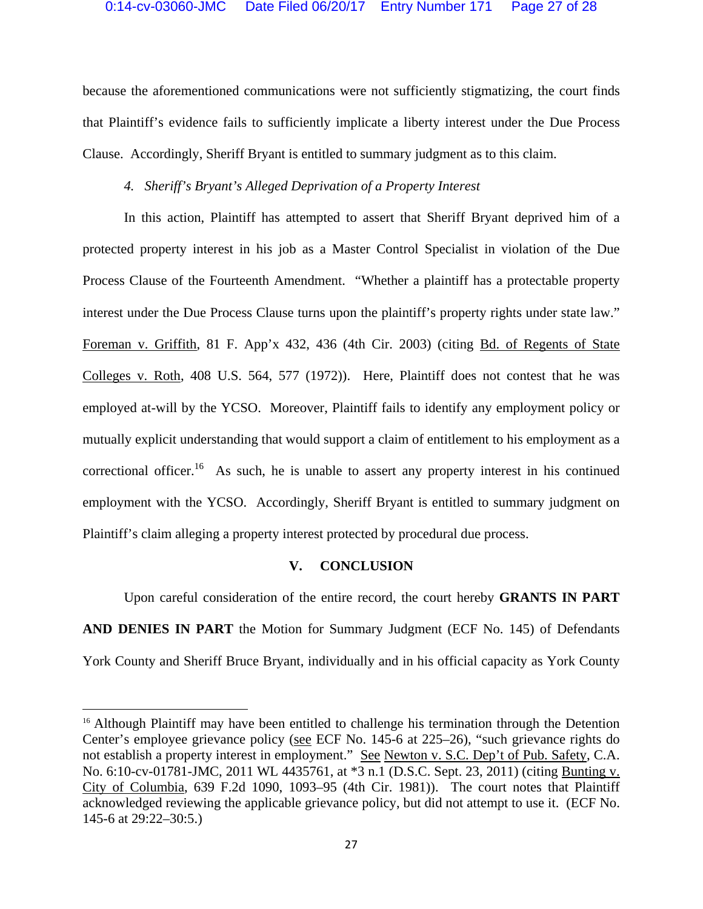because the aforementioned communications were not sufficiently stigmatizing, the court finds that Plaintiff's evidence fails to sufficiently implicate a liberty interest under the Due Process Clause. Accordingly, Sheriff Bryant is entitled to summary judgment as to this claim.

*4. Sheriff's Bryant's Alleged Deprivation of a Property Interest*

In this action, Plaintiff has attempted to assert that Sheriff Bryant deprived him of a protected property interest in his job as a Master Control Specialist in violation of the Due Process Clause of the Fourteenth Amendment. "Whether a plaintiff has a protectable property interest under the Due Process Clause turns upon the plaintiff's property rights under state law." Foreman v. Griffith, 81 F. App'x 432, 436 (4th Cir. 2003) (citing Bd. of Regents of State Colleges v. Roth, 408 U.S. 564, 577 (1972)). Here, Plaintiff does not contest that he was employed at-will by the YCSO. Moreover, Plaintiff fails to identify any employment policy or mutually explicit understanding that would support a claim of entitlement to his employment as a correctional officer.[16] As such, he is unable to assert any property interest in his continued employment with the YCSO. Accordingly, Sheriff Bryant is entitled to summary judgment on Plaintiff's claim alleging a property interest protected by procedural due process.

## V. CONCLUSION

Upon careful consideration of the entire record, the court hereby **GRANTS IN PART AND DENIES IN PART** the Motion for Summary Judgment (ECF No. 145) of Defendants York County and Sheriff Bruce Bryant, individually and in his official capacity as York County

[16] Although Plaintiff may have been entitled to challenge his termination through the Detention Center's employee grievance policy (see ECF No. 145-6 at 225–26), "such grievance rights do not establish a property interest in employment." See Newton v. S.C. Dep't of Pub. Safety, C.A. No. 6:10-cv-01781-JMC, 2011 WL 4435761, at *3 n.1 (D.S.C. Sept. 23, 2011) (citing Bunting v. City of Columbia, 639 F.2d 1090, 1093–95 (4th Cir. 1981)). The court notes that Plaintiff acknowledged reviewing the applicable grievance policy, but did not attempt to use it. (ECF No. 145-6 at 29:22–30:5.)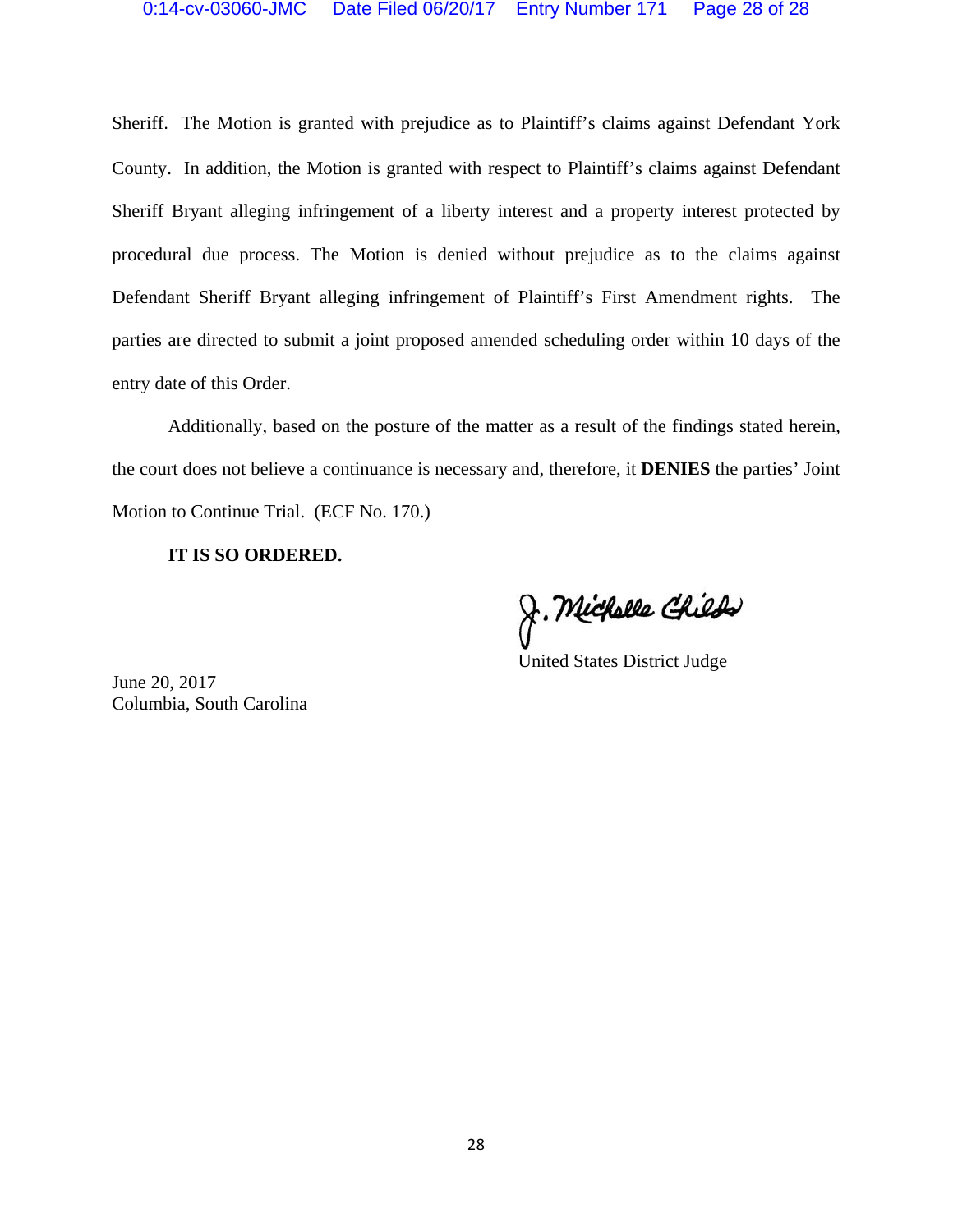Sheriff. The Motion is granted with prejudice as to Plaintiff's claims against Defendant York County. In addition, the Motion is granted with respect to Plaintiff's claims against Defendant Sheriff Bryant alleging infringement of a liberty interest and a property interest protected by procedural due process. The Motion is denied without prejudice as to the claims against Defendant Sheriff Bryant alleging infringement of Plaintiff's First Amendment rights. The parties are directed to submit a joint proposed amended scheduling order within 10 days of the entry date of this Order.

Additionally, based on the posture of the matter as a result of the findings stated herein, the court does not believe a continuance is necessary and, therefore, it **DENIES** the parties' Joint Motion to Continue Trial. (ECF No. 170.)

**IT IS SO ORDERED.**

J. Michelle Childs

United States District Judge

June 20, 2017
Columbia, South Carolina